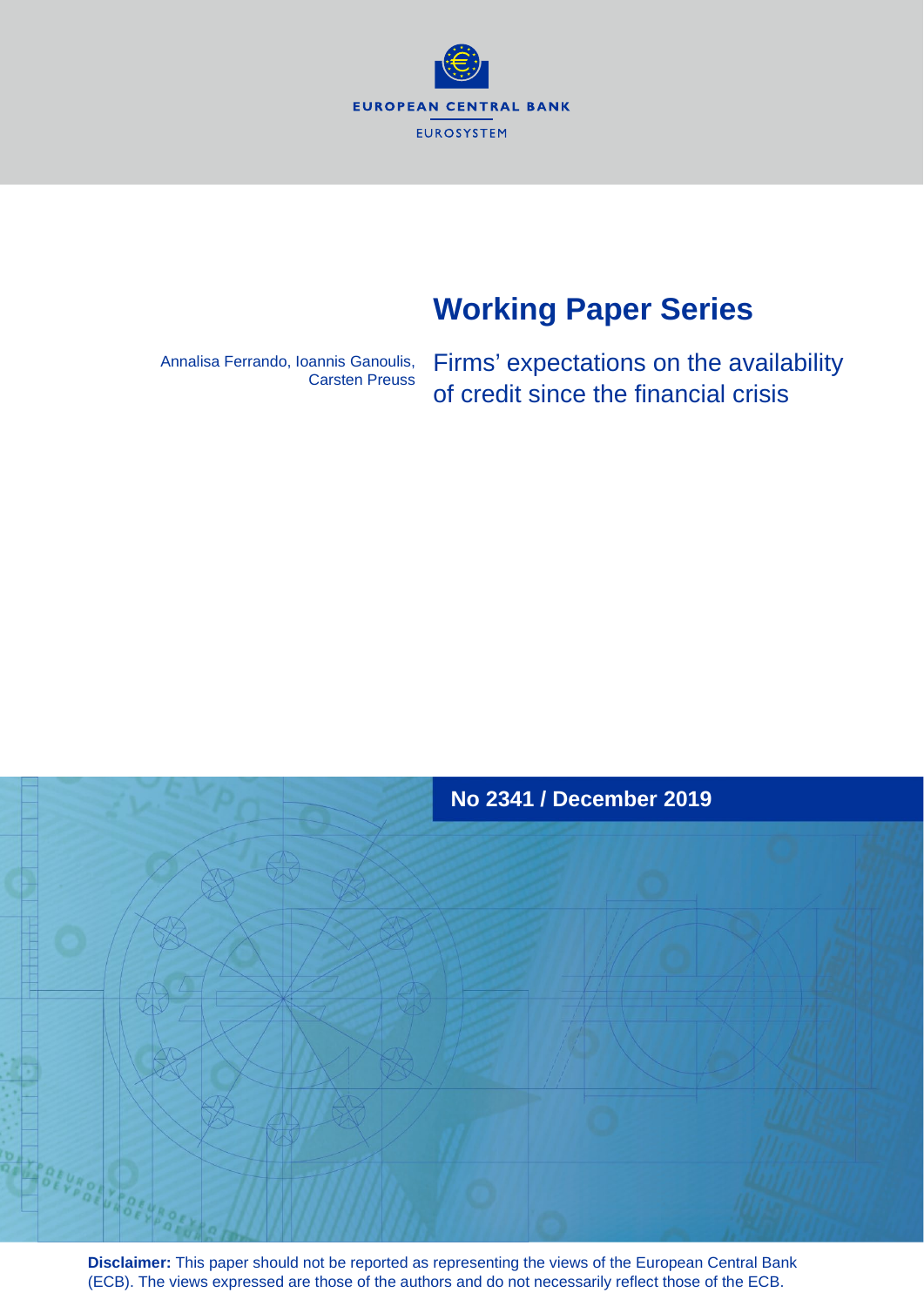EUROPEAN CENTRAL BANK

EUROSYSTEM

# Working Paper Series

Annalisa Ferrando, Ioannis Ganoulis, Carsten Preuss

## Firms' expectations on the availability of credit since the financial crisis

**No 2341 / December 2019**

**Disclaimer:** This paper should not be reported as representing the views of the European Central Bank (ECB). The views expressed are those of the authors and do not necessarily reflect those of the ECB.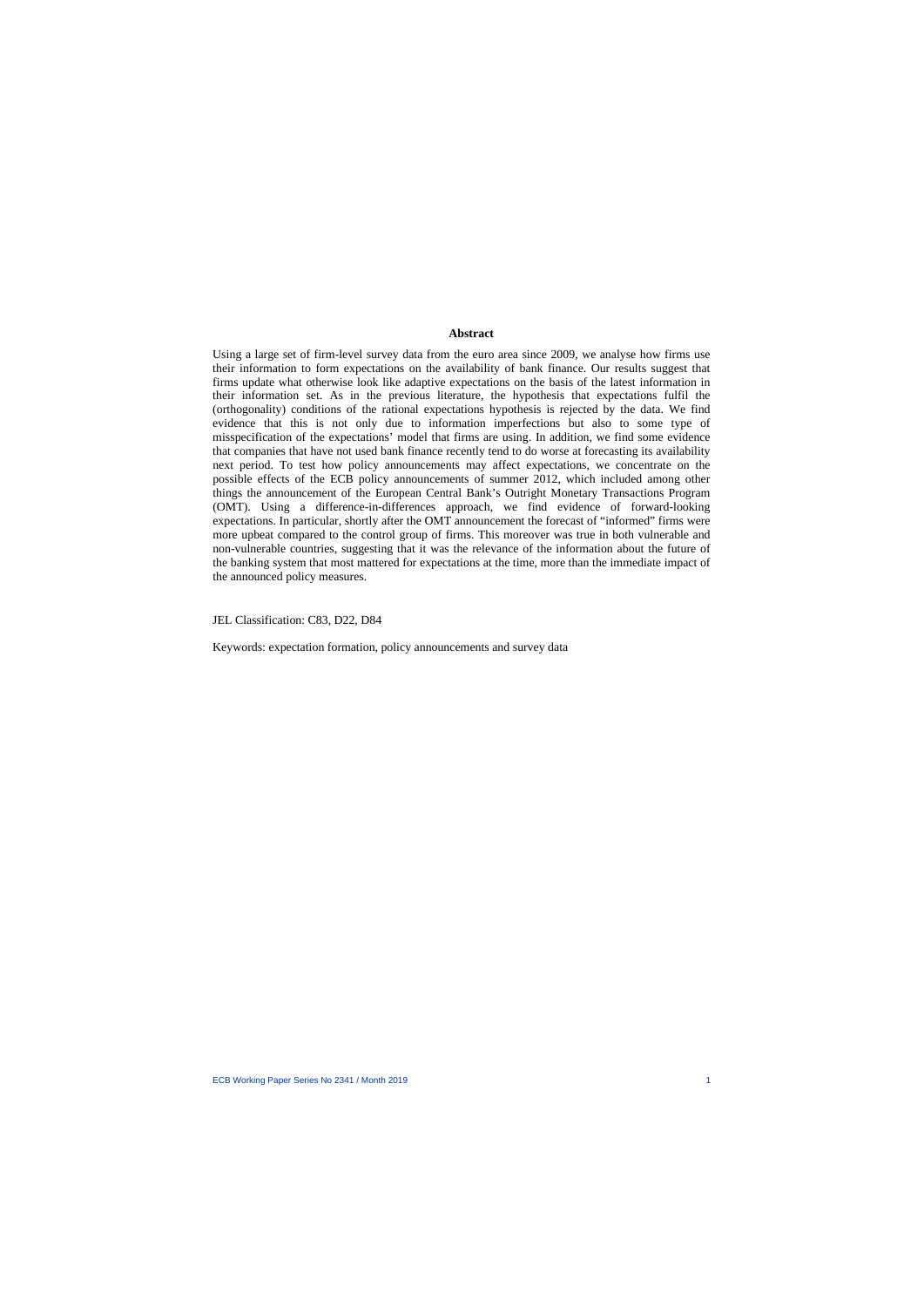## Abstract

Using a large set of firm-level survey data from the euro area since 2009, we analyse how firms use their information to form expectations on the availability of bank finance. Our results suggest that firms update what otherwise look like adaptive expectations on the basis of the latest information in their information set. As in the previous literature, the hypothesis that expectations fulfil the (orthogonality) conditions of the rational expectations hypothesis is rejected by the data. We find evidence that this is not only due to information imperfections but also to some type of misspecification of the expectations' model that firms are using. In addition, we find some evidence that companies that have not used bank finance recently tend to do worse at forecasting its availability next period. To test how policy announcements may affect expectations, we concentrate on the possible effects of the ECB policy announcements of summer 2012, which included among other things the announcement of the European Central Bank's Outright Monetary Transactions Program (OMT). Using a difference-in-differences approach, we find evidence of forward-looking expectations. In particular, shortly after the OMT announcement the forecast of "informed" firms were more upbeat compared to the control group of firms. This moreover was true in both vulnerable and non-vulnerable countries, suggesting that it was the relevance of the information about the future of the banking system that most mattered for expectations at the time, more than the immediate impact of the announced policy measures.

JEL Classification: C83, D22, D84

Keywords: expectation formation, policy announcements and survey data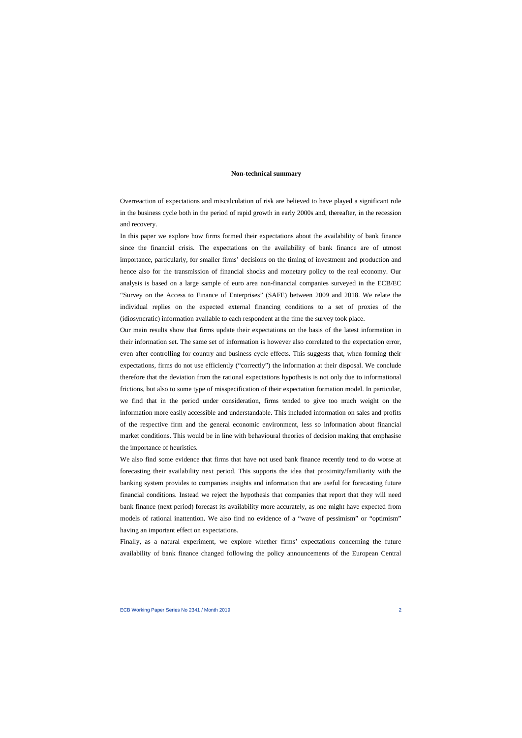## Non-technical summary

Overreaction of expectations and miscalculation of risk are believed to have played a significant role in the business cycle both in the period of rapid growth in early 2000s and, thereafter, in the recession and recovery.

In this paper we explore how firms formed their expectations about the availability of bank finance since the financial crisis. The expectations on the availability of bank finance are of utmost importance, particularly, for smaller firms' decisions on the timing of investment and production and hence also for the transmission of financial shocks and monetary policy to the real economy. Our analysis is based on a large sample of euro area non-financial companies surveyed in the ECB/EC "Survey on the Access to Finance of Enterprises" (SAFE) between 2009 and 2018. We relate the individual replies on the expected external financing conditions to a set of proxies of the (idiosyncratic) information available to each respondent at the time the survey took place.

Our main results show that firms update their expectations on the basis of the latest information in their information set. The same set of information is however also correlated to the expectation error, even after controlling for country and business cycle effects. This suggests that, when forming their expectations, firms do not use efficiently ("correctly") the information at their disposal. We conclude therefore that the deviation from the rational expectations hypothesis is not only due to informational frictions, but also to some type of misspecification of their expectation formation model. In particular, we find that in the period under consideration, firms tended to give too much weight on the information more easily accessible and understandable. This included information on sales and profits of the respective firm and the general economic environment, less so information about financial market conditions. This would be in line with behavioural theories of decision making that emphasise the importance of heuristics.

We also find some evidence that firms that have not used bank finance recently tend to do worse at forecasting their availability next period. This supports the idea that proximity/familiarity with the banking system provides to companies insights and information that are useful for forecasting future financial conditions. Instead we reject the hypothesis that companies that report that they will need bank finance (next period) forecast its availability more accurately, as one might have expected from models of rational inattention. We also find no evidence of a "wave of pessimism" or "optimism" having an important effect on expectations.

Finally, as a natural experiment, we explore whether firms' expectations concerning the future availability of bank finance changed following the policy announcements of the European Central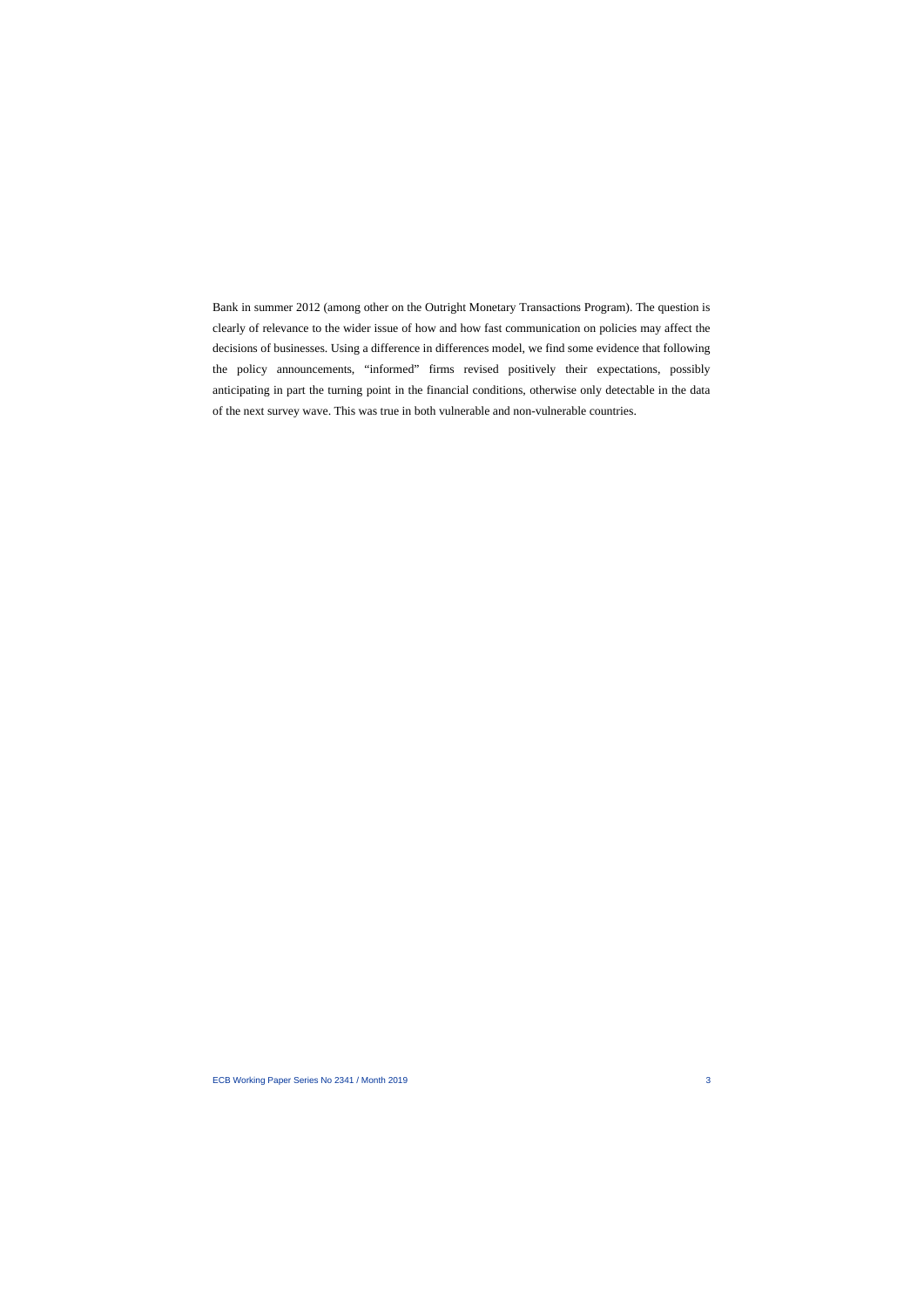Bank in summer 2012 (among other on the Outright Monetary Transactions Program). The question is clearly of relevance to the wider issue of how and how fast communication on policies may affect the decisions of businesses. Using a difference in differences model, we find some evidence that following the policy announcements, "informed" firms revised positively their expectations, possibly anticipating in part the turning point in the financial conditions, otherwise only detectable in the data of the next survey wave. This was true in both vulnerable and non-vulnerable countries.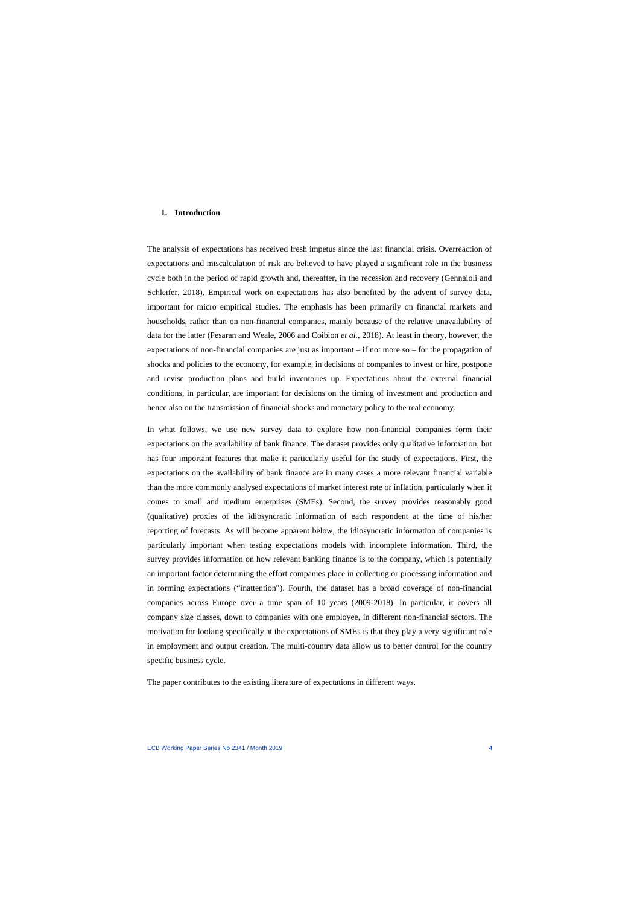## 1. Introduction

The analysis of expectations has received fresh impetus since the last financial crisis. Overreaction of expectations and miscalculation of risk are believed to have played a significant role in the business cycle both in the period of rapid growth and, thereafter, in the recession and recovery (Gennaioli and Schleifer, 2018). Empirical work on expectations has also benefited by the advent of survey data, important for micro empirical studies. The emphasis has been primarily on financial markets and households, rather than on non-financial companies, mainly because of the relative unavailability of data for the latter (Pesaran and Weale, 2006 and Coibion *et al.*, 2018). At least in theory, however, the expectations of non-financial companies are just as important – if not more so – for the propagation of shocks and policies to the economy, for example, in decisions of companies to invest or hire, postpone and revise production plans and build inventories up. Expectations about the external financial conditions, in particular, are important for decisions on the timing of investment and production and hence also on the transmission of financial shocks and monetary policy to the real economy.

In what follows, we use new survey data to explore how non-financial companies form their expectations on the availability of bank finance. The dataset provides only qualitative information, but has four important features that make it particularly useful for the study of expectations. First, the expectations on the availability of bank finance are in many cases a more relevant financial variable than the more commonly analysed expectations of market interest rate or inflation, particularly when it comes to small and medium enterprises (SMEs). Second, the survey provides reasonably good (qualitative) proxies of the idiosyncratic information of each respondent at the time of his/her reporting of forecasts. As will become apparent below, the idiosyncratic information of companies is particularly important when testing expectations models with incomplete information. Third, the survey provides information on how relevant banking finance is to the company, which is potentially an important factor determining the effort companies place in collecting or processing information and in forming expectations ("inattention"). Fourth, the dataset has a broad coverage of non-financial companies across Europe over a time span of 10 years (2009-2018). In particular, it covers all company size classes, down to companies with one employee, in different non-financial sectors. The motivation for looking specifically at the expectations of SMEs is that they play a very significant role in employment and output creation. The multi-country data allow us to better control for the country specific business cycle.

The paper contributes to the existing literature of expectations in different ways.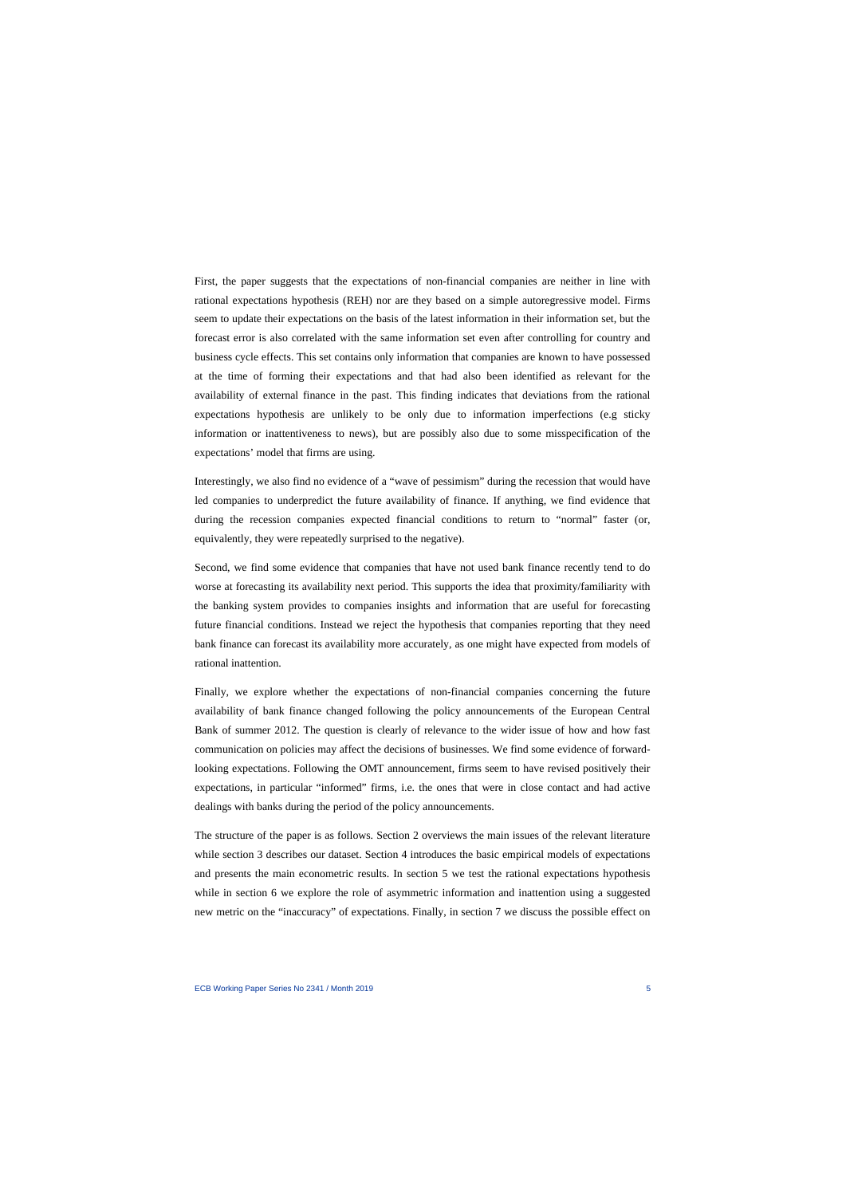First, the paper suggests that the expectations of non-financial companies are neither in line with rational expectations hypothesis (REH) nor are they based on a simple autoregressive model. Firms seem to update their expectations on the basis of the latest information in their information set, but the forecast error is also correlated with the same information set even after controlling for country and business cycle effects. This set contains only information that companies are known to have possessed at the time of forming their expectations and that had also been identified as relevant for the availability of external finance in the past. This finding indicates that deviations from the rational expectations hypothesis are unlikely to be only due to information imperfections (e.g sticky information or inattentiveness to news), but are possibly also due to some misspecification of the expectations' model that firms are using.

Interestingly, we also find no evidence of a "wave of pessimism" during the recession that would have led companies to underpredict the future availability of finance. If anything, we find evidence that during the recession companies expected financial conditions to return to "normal" faster (or, equivalently, they were repeatedly surprised to the negative).

Second, we find some evidence that companies that have not used bank finance recently tend to do worse at forecasting its availability next period. This supports the idea that proximity/familiarity with the banking system provides to companies insights and information that are useful for forecasting future financial conditions. Instead we reject the hypothesis that companies reporting that they need bank finance can forecast its availability more accurately, as one might have expected from models of rational inattention.

Finally, we explore whether the expectations of non-financial companies concerning the future availability of bank finance changed following the policy announcements of the European Central Bank of summer 2012. The question is clearly of relevance to the wider issue of how and how fast communication on policies may affect the decisions of businesses. We find some evidence of forward-looking expectations. Following the OMT announcement, firms seem to have revised positively their expectations, in particular "informed" firms, i.e. the ones that were in close contact and had active dealings with banks during the period of the policy announcements.

The structure of the paper is as follows. Section 2 overviews the main issues of the relevant literature while section 3 describes our dataset. Section 4 introduces the basic empirical models of expectations and presents the main econometric results. In section 5 we test the rational expectations hypothesis while in section 6 we explore the role of asymmetric information and inattention using a suggested new metric on the "inaccuracy" of expectations. Finally, in section 7 we discuss the possible effect on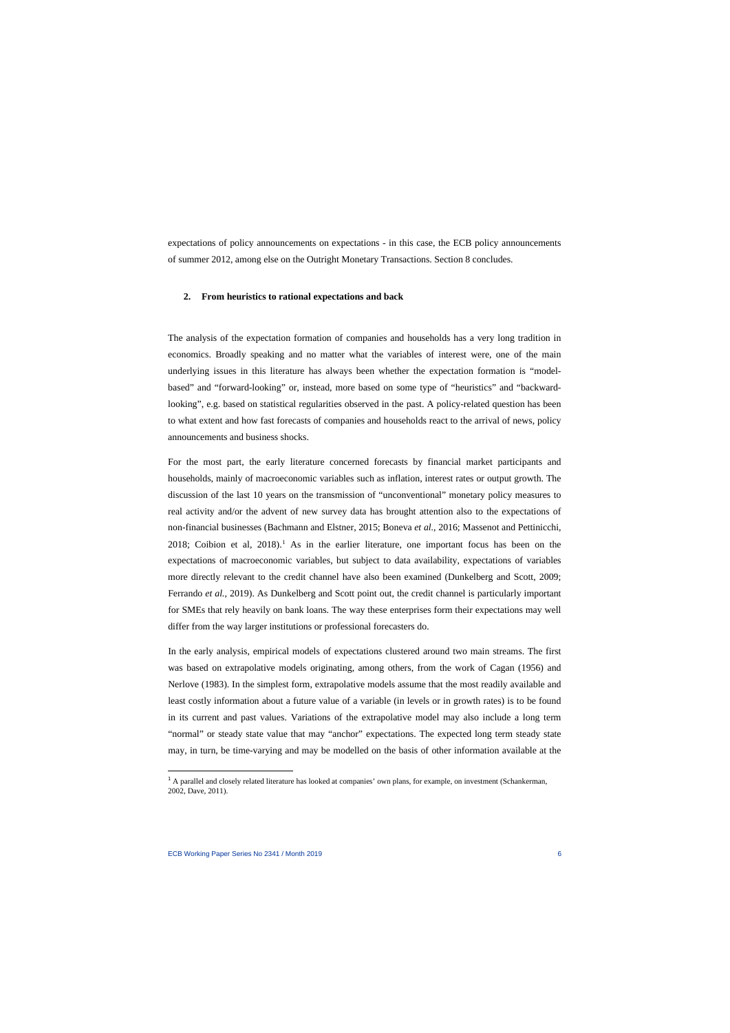expectations of policy announcements on expectations - in this case, the ECB policy announcements of summer 2012, among else on the Outright Monetary Transactions. Section 8 concludes.

## 2. From heuristics to rational expectations and back

The analysis of the expectation formation of companies and households has a very long tradition in economics. Broadly speaking and no matter what the variables of interest were, one of the main underlying issues in this literature has always been whether the expectation formation is "model-based" and "forward-looking" or, instead, more based on some type of "heuristics" and "backward-looking", e.g. based on statistical regularities observed in the past. A policy-related question has been to what extent and how fast forecasts of companies and households react to the arrival of news, policy announcements and business shocks.

For the most part, the early literature concerned forecasts by financial market participants and households, mainly of macroeconomic variables such as inflation, interest rates or output growth. The discussion of the last 10 years on the transmission of "unconventional" monetary policy measures to real activity and/or the advent of new survey data has brought attention also to the expectations of non-financial businesses (Bachmann and Elstner, 2015; Boneva *et al.*, 2016; Massenot and Pettinicchi, 2018; Coibion et al, 2018).[1] As in the earlier literature, one important focus has been on the expectations of macroeconomic variables, but subject to data availability, expectations of variables more directly relevant to the credit channel have also been examined (Dunkelberg and Scott, 2009; Ferrando *et al.*, 2019). As Dunkelberg and Scott point out, the credit channel is particularly important for SMEs that rely heavily on bank loans. The way these enterprises form their expectations may well differ from the way larger institutions or professional forecasters do.

In the early analysis, empirical models of expectations clustered around two main streams. The first was based on extrapolative models originating, among others, from the work of Cagan (1956) and Nerlove (1983). In the simplest form, extrapolative models assume that the most readily available and least costly information about a future value of a variable (in levels or in growth rates) is to be found in its current and past values. Variations of the extrapolative model may also include a long term "normal" or steady state value that may "anchor" expectations. The expected long term steady state may, in turn, be time-varying and may be modelled on the basis of other information available at the

[1] A parallel and closely related literature has looked at companies' own plans, for example, on investment (Schankerman, 2002, Dave, 2011).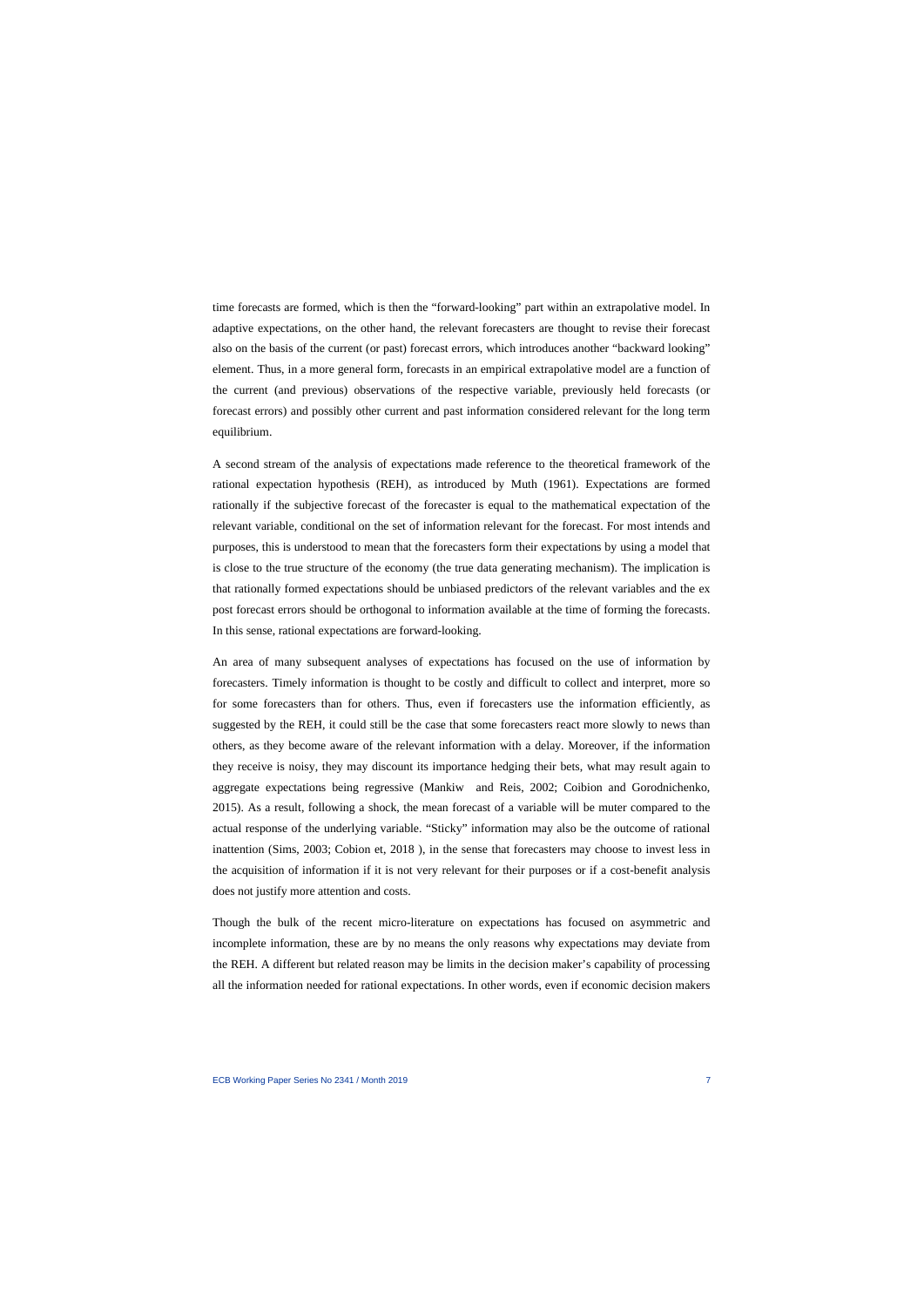time forecasts are formed, which is then the "forward-looking" part within an extrapolative model. In adaptive expectations, on the other hand, the relevant forecasters are thought to revise their forecast also on the basis of the current (or past) forecast errors, which introduces another "backward looking" element. Thus, in a more general form, forecasts in an empirical extrapolative model are a function of the current (and previous) observations of the respective variable, previously held forecasts (or forecast errors) and possibly other current and past information considered relevant for the long term equilibrium.

A second stream of the analysis of expectations made reference to the theoretical framework of the rational expectation hypothesis (REH), as introduced by Muth (1961). Expectations are formed rationally if the subjective forecast of the forecaster is equal to the mathematical expectation of the relevant variable, conditional on the set of information relevant for the forecast. For most intends and purposes, this is understood to mean that the forecasters form their expectations by using a model that is close to the true structure of the economy (the true data generating mechanism). The implication is that rationally formed expectations should be unbiased predictors of the relevant variables and the ex post forecast errors should be orthogonal to information available at the time of forming the forecasts. In this sense, rational expectations are forward-looking.

An area of many subsequent analyses of expectations has focused on the use of information by forecasters. Timely information is thought to be costly and difficult to collect and interpret, more so for some forecasters than for others. Thus, even if forecasters use the information efficiently, as suggested by the REH, it could still be the case that some forecasters react more slowly to news than others, as they become aware of the relevant information with a delay. Moreover, if the information they receive is noisy, they may discount its importance hedging their bets, what may result again to aggregate expectations being regressive (Mankiw and Reis, 2002; Coibion and Gorodnichenko, 2015). As a result, following a shock, the mean forecast of a variable will be muter compared to the actual response of the underlying variable. "Sticky" information may also be the outcome of rational inattention (Sims, 2003; Cobion et, 2018 ), in the sense that forecasters may choose to invest less in the acquisition of information if it is not very relevant for their purposes or if a cost-benefit analysis does not justify more attention and costs.

Though the bulk of the recent micro-literature on expectations has focused on asymmetric and incomplete information, these are by no means the only reasons why expectations may deviate from the REH. A different but related reason may be limits in the decision maker's capability of processing all the information needed for rational expectations. In other words, even if economic decision makers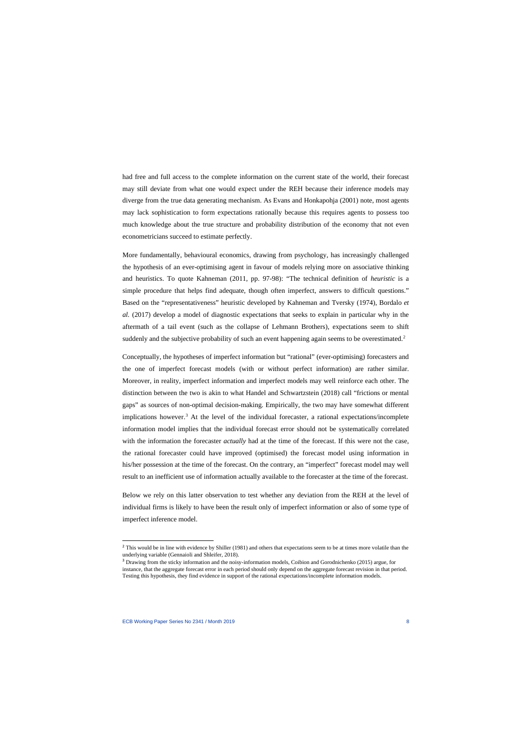had free and full access to the complete information on the current state of the world, their forecast may still deviate from what one would expect under the REH because their inference models may diverge from the true data generating mechanism. As Evans and Honkapohja (2001) note, most agents may lack sophistication to form expectations rationally because this requires agents to possess too much knowledge about the true structure and probability distribution of the economy that not even econometricians succeed to estimate perfectly.

More fundamentally, behavioural economics, drawing from psychology, has increasingly challenged the hypothesis of an ever-optimising agent in favour of models relying more on associative thinking and heuristics. To quote Kahneman (2011, pp. 97-98): "The technical definition of *heuristic* is a simple procedure that helps find adequate, though often imperfect, answers to difficult questions." Based on the "representativeness" heuristic developed by Kahneman and Tversky (1974), Bordalo *et al.* (2017) develop a model of diagnostic expectations that seeks to explain in particular why in the aftermath of a tail event (such as the collapse of Lehmann Brothers), expectations seem to shift suddenly and the subjective probability of such an event happening again seems to be overestimated.[2]

Conceptually, the hypotheses of imperfect information but "rational" (ever-optimising) forecasters and the one of imperfect forecast models (with or without perfect information) are rather similar. Moreover, in reality, imperfect information and imperfect models may well reinforce each other. The distinction between the two is akin to what Handel and Schwartzstein (2018) call "frictions or mental gaps" as sources of non-optimal decision-making. Empirically, the two may have somewhat different implications however.[3] At the level of the individual forecaster, a rational expectations/incomplete information model implies that the individual forecast error should not be systematically correlated with the information the forecaster *actually* had at the time of the forecast. If this were not the case, the rational forecaster could have improved (optimised) the forecast model using information in his/her possession at the time of the forecast. On the contrary, an "imperfect" forecast model may well result to an inefficient use of information actually available to the forecaster at the time of the forecast.

Below we rely on this latter observation to test whether any deviation from the REH at the level of individual firms is likely to have been the result only of imperfect information or also of some type of imperfect inference model.

---

[2] This would be in line with evidence by Shiller (1981) and others that expectations seem to be at times more volatile than the underlying variable (Gennaioli and Shleifer, 2018).

[3] Drawing from the sticky information and the noisy-information models, Coibion and Gorodnichenko (2015) argue, for instance, that the aggregate forecast error in each period should only depend on the aggregate forecast revision in that period. Testing this hypothesis, they find evidence in support of the rational expectations/incomplete information models.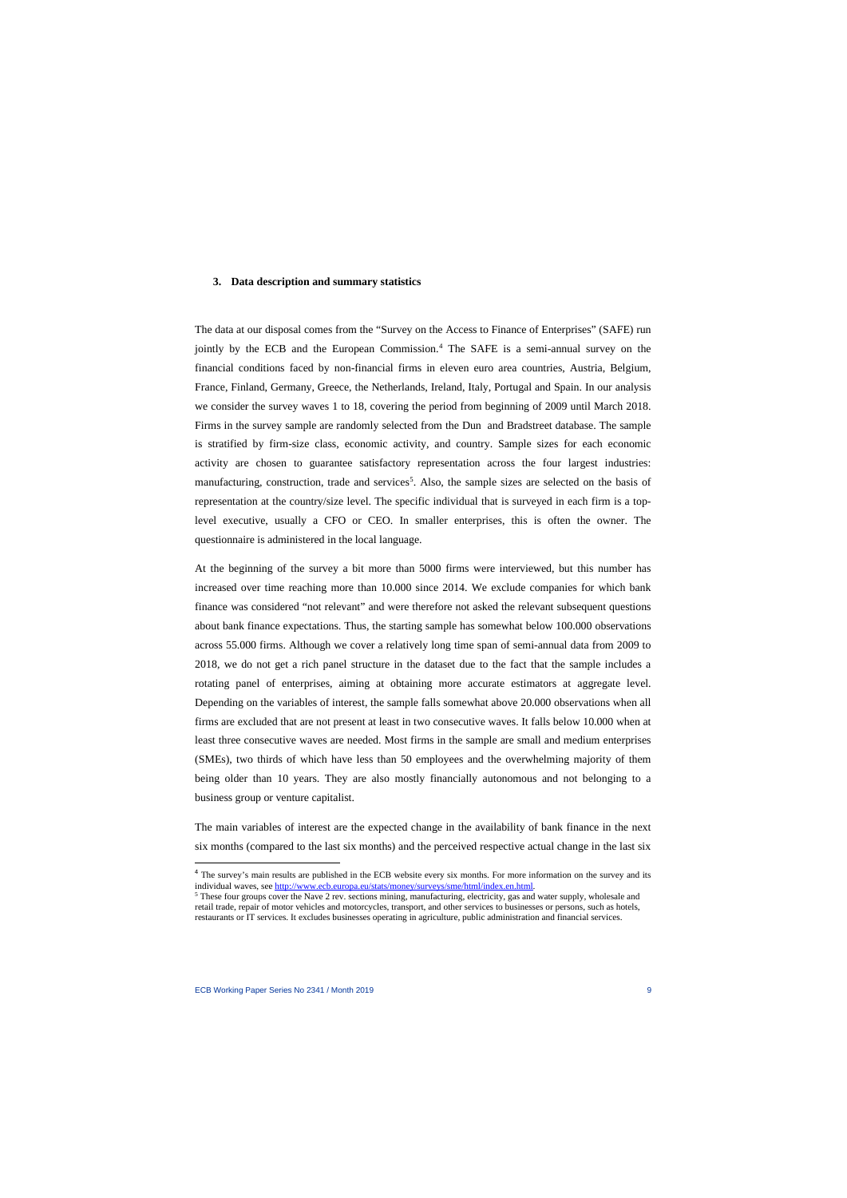## 3. Data description and summary statistics

The data at our disposal comes from the "Survey on the Access to Finance of Enterprises" (SAFE) run jointly by the ECB and the European Commission.[4] The SAFE is a semi-annual survey on the financial conditions faced by non-financial firms in eleven euro area countries, Austria, Belgium, France, Finland, Germany, Greece, the Netherlands, Ireland, Italy, Portugal and Spain. In our analysis we consider the survey waves 1 to 18, covering the period from beginning of 2009 until March 2018. Firms in the survey sample are randomly selected from the Dun and Bradstreet database. The sample is stratified by firm-size class, economic activity, and country. Sample sizes for each economic activity are chosen to guarantee satisfactory representation across the four largest industries: manufacturing, construction, trade and services[5]. Also, the sample sizes are selected on the basis of representation at the country/size level. The specific individual that is surveyed in each firm is a top-level executive, usually a CFO or CEO. In smaller enterprises, this is often the owner. The questionnaire is administered in the local language.

At the beginning of the survey a bit more than 5000 firms were interviewed, but this number has increased over time reaching more than 10.000 since 2014. We exclude companies for which bank finance was considered "not relevant" and were therefore not asked the relevant subsequent questions about bank finance expectations. Thus, the starting sample has somewhat below 100.000 observations across 55.000 firms. Although we cover a relatively long time span of semi-annual data from 2009 to 2018, we do not get a rich panel structure in the dataset due to the fact that the sample includes a rotating panel of enterprises, aiming at obtaining more accurate estimators at aggregate level. Depending on the variables of interest, the sample falls somewhat above 20.000 observations when all firms are excluded that are not present at least in two consecutive waves. It falls below 10.000 when at least three consecutive waves are needed. Most firms in the sample are small and medium enterprises (SMEs), two thirds of which have less than 50 employees and the overwhelming majority of them being older than 10 years. They are also mostly financially autonomous and not belonging to a business group or venture capitalist.

The main variables of interest are the expected change in the availability of bank finance in the next six months (compared to the last six months) and the perceived respective actual change in the last six

---

[4] The survey's main results are published in the ECB website every six months. For more information on the survey and its individual waves, see http://www.ecb.europa.eu/stats/money/surveys/sme/html/index.en.html.

[5] These four groups cover the Nave 2 rev. sections mining, manufacturing, electricity, gas and water supply, wholesale and retail trade, repair of motor vehicles and motorcycles, transport, and other services to businesses or persons, such as hotels, restaurants or IT services. It excludes businesses operating in agriculture, public administration and financial services.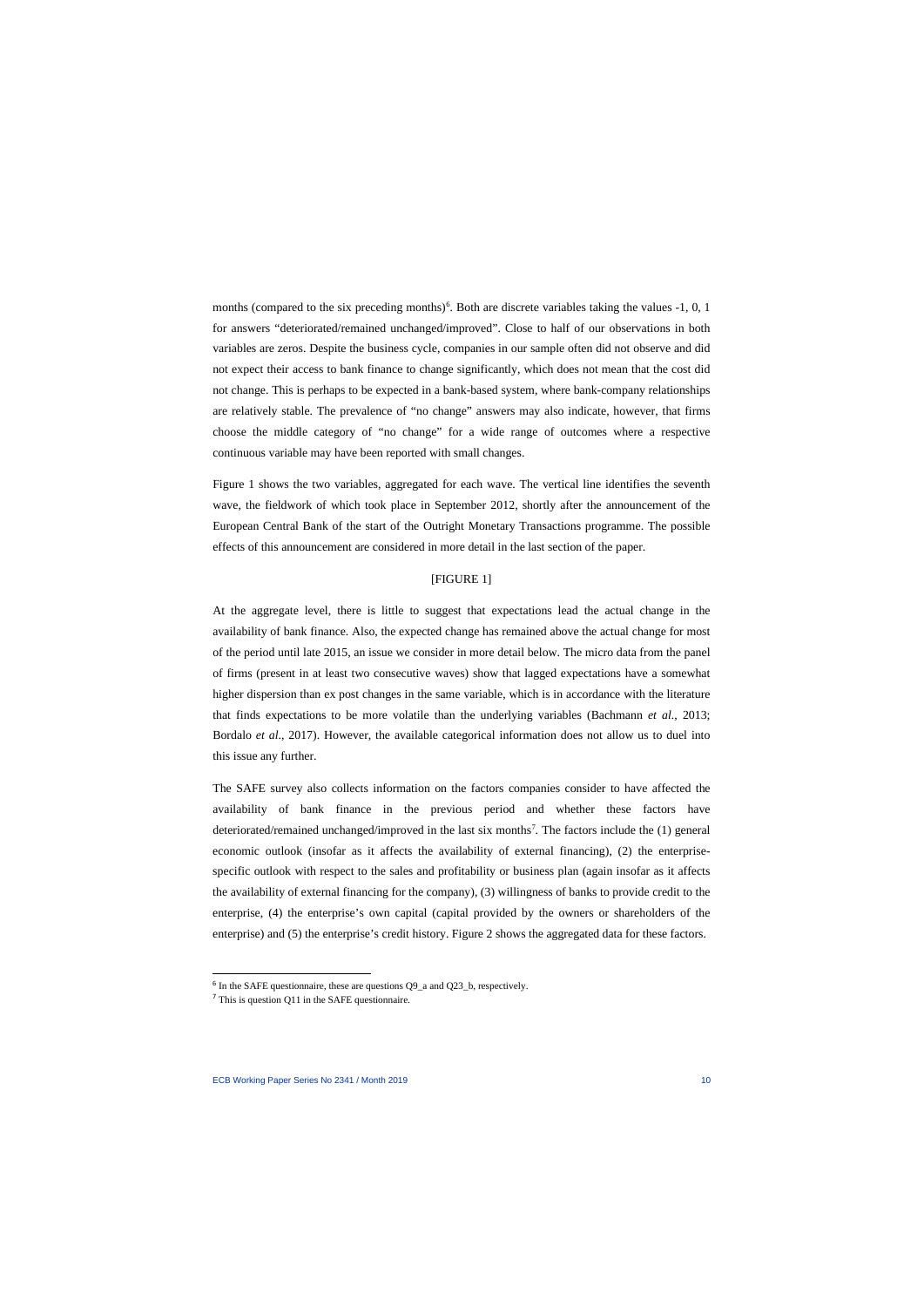months (compared to the six preceding months)[6]. Both are discrete variables taking the values -1, 0, 1 for answers "deteriorated/remained unchanged/improved". Close to half of our observations in both variables are zeros. Despite the business cycle, companies in our sample often did not observe and did not expect their access to bank finance to change significantly, which does not mean that the cost did not change. This is perhaps to be expected in a bank-based system, where bank-company relationships are relatively stable. The prevalence of "no change" answers may also indicate, however, that firms choose the middle category of "no change" for a wide range of outcomes where a respective continuous variable may have been reported with small changes.

Figure 1 shows the two variables, aggregated for each wave. The vertical line identifies the seventh wave, the fieldwork of which took place in September 2012, shortly after the announcement of the European Central Bank of the start of the Outright Monetary Transactions programme. The possible effects of this announcement are considered in more detail in the last section of the paper.

[FIGURE 1]

At the aggregate level, there is little to suggest that expectations lead the actual change in the availability of bank finance. Also, the expected change has remained above the actual change for most of the period until late 2015, an issue we consider in more detail below. The micro data from the panel of firms (present in at least two consecutive waves) show that lagged expectations have a somewhat higher dispersion than ex post changes in the same variable, which is in accordance with the literature that finds expectations to be more volatile than the underlying variables (Bachmann *et al*., 2013; Bordalo *et al*., 2017). However, the available categorical information does not allow us to duel into this issue any further.

The SAFE survey also collects information on the factors companies consider to have affected the availability of bank finance in the previous period and whether these factors have deteriorated/remained unchanged/improved in the last six months[7]. The factors include the (1) general economic outlook (insofar as it affects the availability of external financing), (2) the enterprise-specific outlook with respect to the sales and profitability or business plan (again insofar as it affects the availability of external financing for the company), (3) willingness of banks to provide credit to the enterprise, (4) the enterprise's own capital (capital provided by the owners or shareholders of the enterprise) and (5) the enterprise's credit history. Figure 2 shows the aggregated data for these factors.

[6] In the SAFE questionnaire, these are questions Q9_a and Q23_b, respectively.

[7] This is question Q11 in the SAFE questionnaire.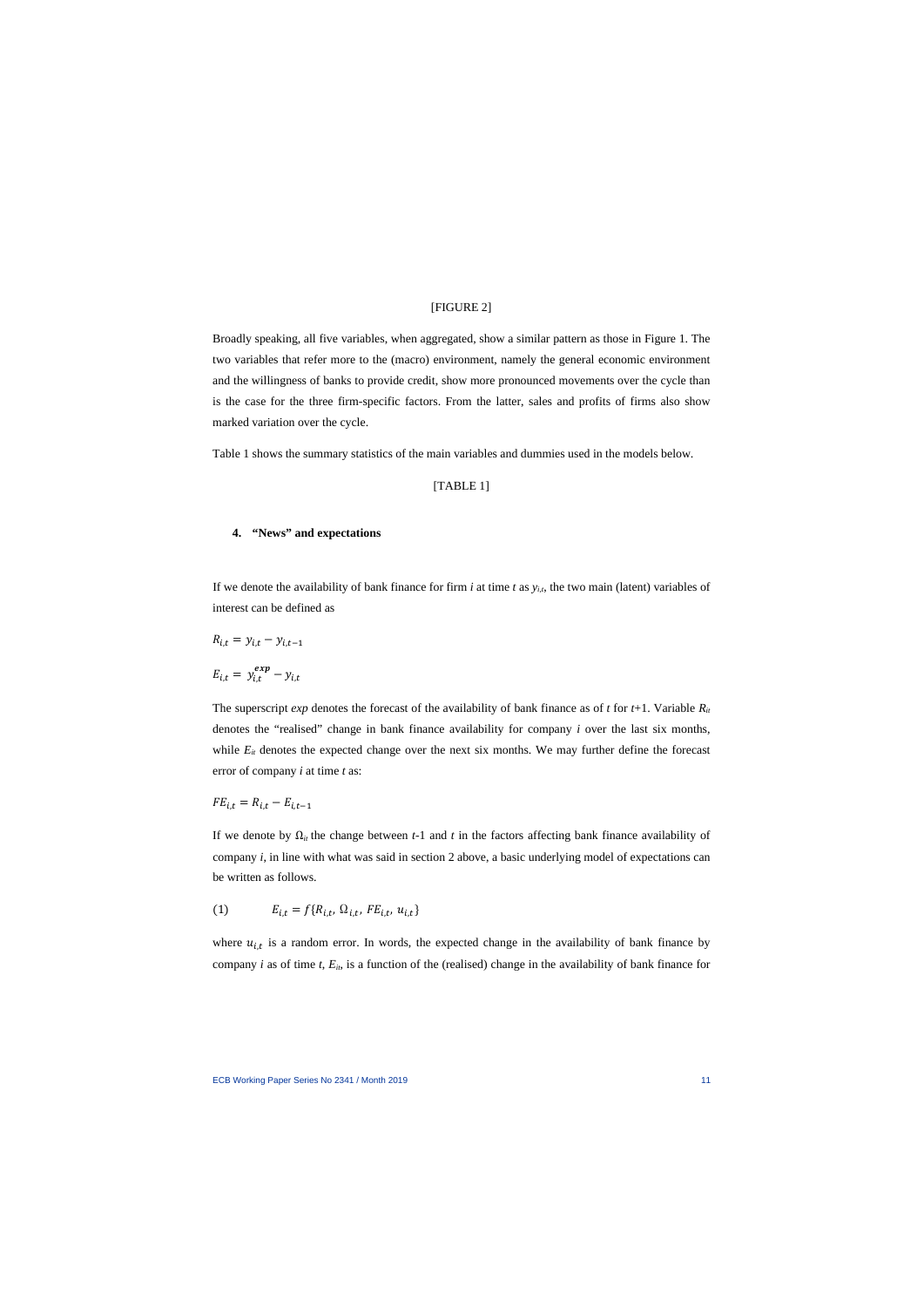[FIGURE 2]

Broadly speaking, all five variables, when aggregated, show a similar pattern as those in Figure 1. The two variables that refer more to the (macro) environment, namely the general economic environment and the willingness of banks to provide credit, show more pronounced movements over the cycle than is the case for the three firm-specific factors. From the latter, sales and profits of firms also show marked variation over the cycle.

Table 1 shows the summary statistics of the main variables and dummies used in the models below.

[TABLE 1]

## 4. "News" and expectations

If we denote the availability of bank finance for firm *i* at time *t* as $y_{i,t}$, the two main (latent) variables of interest can be defined as

$$R_{i,t} = y_{i,t} - y_{i,t-1}$$

$$E_{i,t} = y_{i,t}^{exp} - y_{i,t}$$

The superscript *exp* denotes the forecast of the availability of bank finance as of *t* for *t*+1. Variable $R_{it}$ denotes the "realised" change in bank finance availability for company *i* over the last six months, while $E_{it}$ denotes the expected change over the next six months. We may further define the forecast error of company *i* at time *t* as:

$$FE_{i,t} = R_{i,t} - E_{i,t-1}$$

If we denote by $\Omega_{it}$ the change between *t*-1 and *t* in the factors affecting bank finance availability of company *i*, in line with what was said in section 2 above, a basic underlying model of expectations can be written as follows.

$$(1) \qquad E_{i,t} = f\{R_{i,t},\ \Omega_{i,t},\ FE_{i,t},\ u_{i,t}\}$$

where $u_{i,t}$ is a random error. In words, the expected change in the availability of bank finance by company *i* as of time *t*, $E_{it}$, is a function of the (realised) change in the availability of bank finance for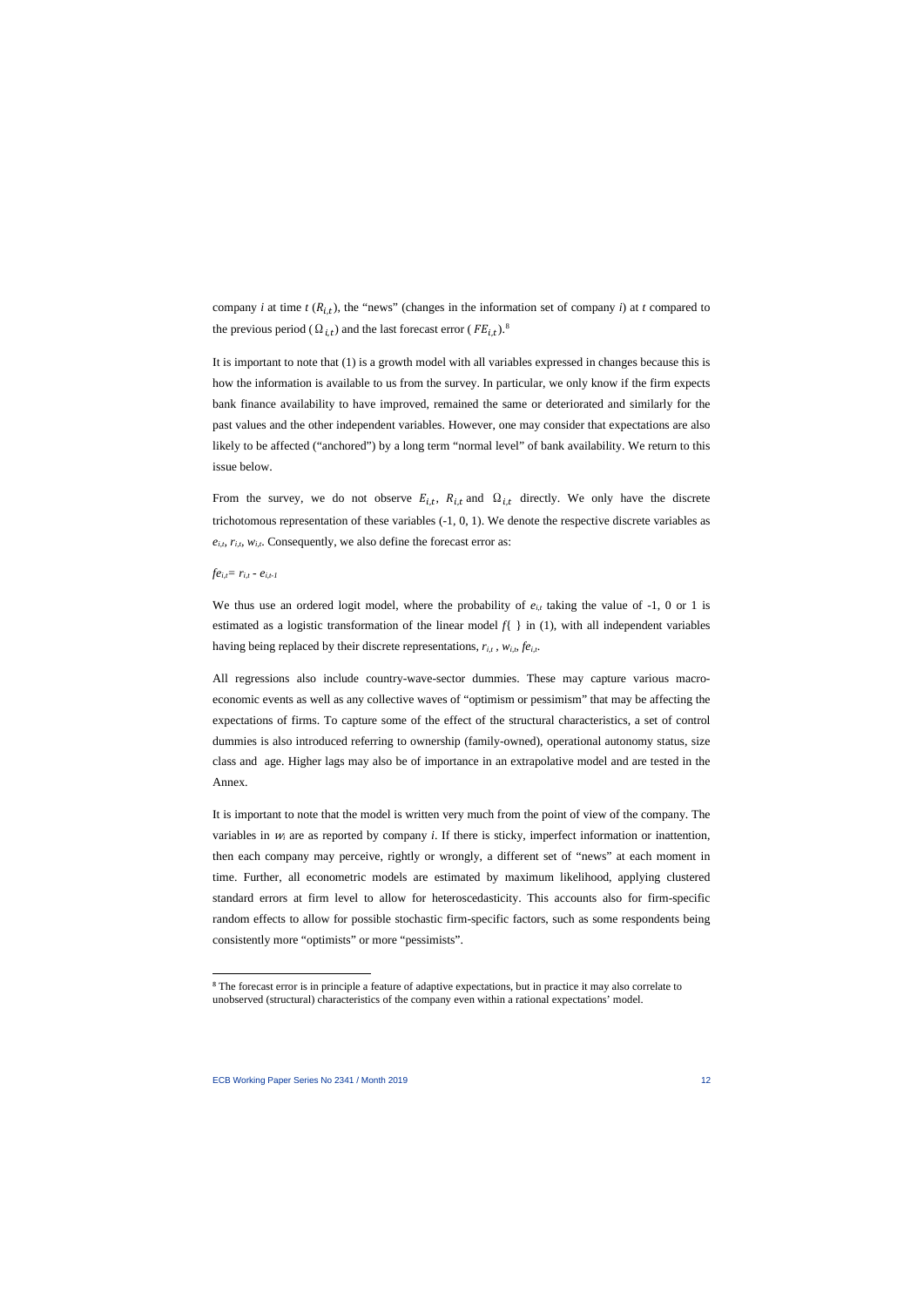company $i$ at time $t$ ($R_{i,t}$), the "news" (changes in the information set of company $i$) at $t$ compared to the previous period ($\Omega_{i,t}$) and the last forecast error ($FE_{i,t}$).[8]

It is important to note that (1) is a growth model with all variables expressed in changes because this is how the information is available to us from the survey. In particular, we only know if the firm expects bank finance availability to have improved, remained the same or deteriorated and similarly for the past values and the other independent variables. However, one may consider that expectations are also likely to be affected ("anchored") by a long term "normal level" of bank availability. We return to this issue below.

From the survey, we do not observe $E_{i,t}$, $R_{i,t}$ and $\Omega_{i,t}$ directly. We only have the discrete trichotomous representation of these variables (-1, 0, 1). We denote the respective discrete variables as $e_{i,t}$, $r_{i,t}$, $w_{i,t}$. Consequently, we also define the forecast error as:

$fe_{i,t} = r_{i,t} - e_{i,t-1}$

We thus use an ordered logit model, where the probability of $e_{i,t}$ taking the value of -1, 0 or 1 is estimated as a logistic transformation of the linear model $f\{\ \}$ in (1), with all independent variables having being replaced by their discrete representations, $r_{i,t}$ , $w_{i,t}$, $fe_{i,t}$.

All regressions also include country-wave-sector dummies. These may capture various macro-economic events as well as any collective waves of "optimism or pessimism" that may be affecting the expectations of firms. To capture some of the effect of the structural characteristics, a set of control dummies is also introduced referring to ownership (family-owned), operational autonomy status, size class and age. Higher lags may also be of importance in an extrapolative model and are tested in the Annex.

It is important to note that the model is written very much from the point of view of the company. The variables in $w_i$ are as reported by company $i$. If there is sticky, imperfect information or inattention, then each company may perceive, rightly or wrongly, a different set of "news" at each moment in time. Further, all econometric models are estimated by maximum likelihood, applying clustered standard errors at firm level to allow for heteroscedasticity. This accounts also for firm-specific random effects to allow for possible stochastic firm-specific factors, such as some respondents being consistently more "optimists" or more "pessimists".

[8] The forecast error is in principle a feature of adaptive expectations, but in practice it may also correlate to unobserved (structural) characteristics of the company even within a rational expectations' model.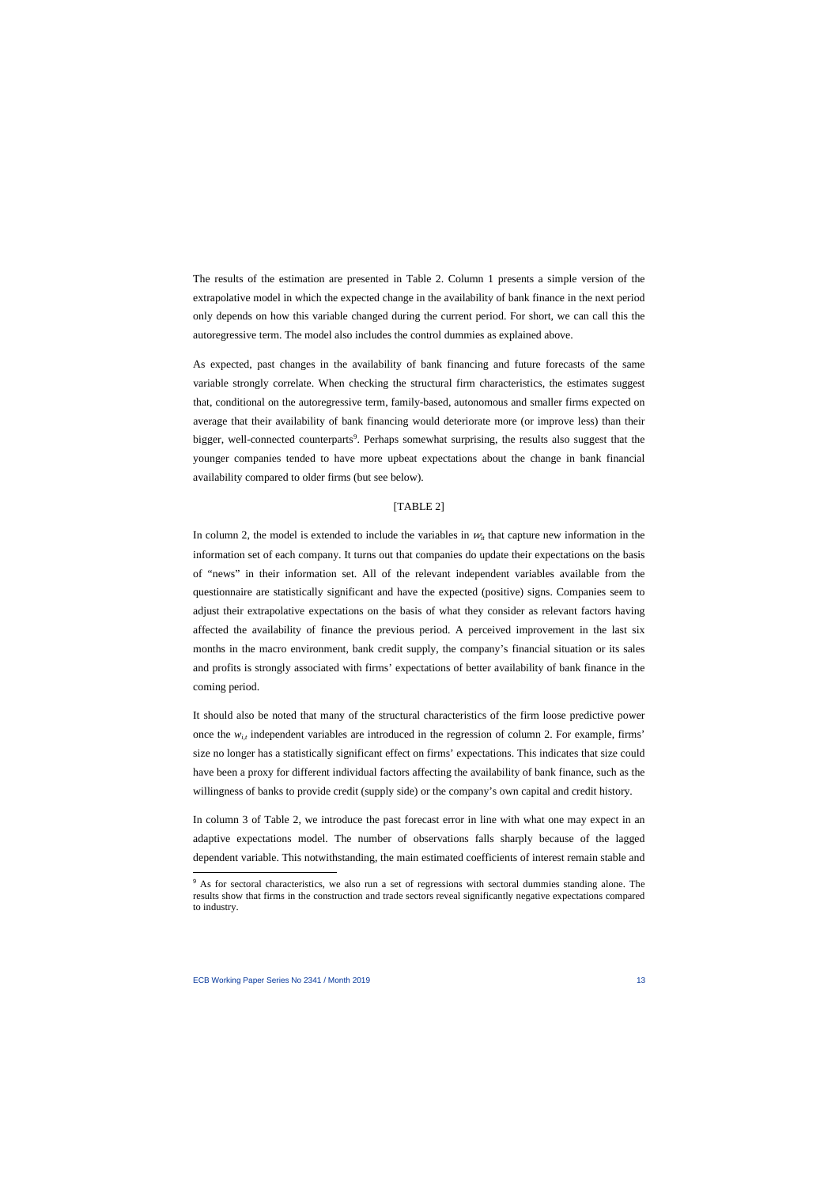The results of the estimation are presented in Table 2. Column 1 presents a simple version of the extrapolative model in which the expected change in the availability of bank finance in the next period only depends on how this variable changed during the current period. For short, we can call this the autoregressive term. The model also includes the control dummies as explained above.

As expected, past changes in the availability of bank financing and future forecasts of the same variable strongly correlate. When checking the structural firm characteristics, the estimates suggest that, conditional on the autoregressive term, family-based, autonomous and smaller firms expected on average that their availability of bank financing would deteriorate more (or improve less) than their bigger, well-connected counterparts[9]. Perhaps somewhat surprising, the results also suggest that the younger companies tended to have more upbeat expectations about the change in bank financial availability compared to older firms (but see below).

[TABLE 2]

In column 2, the model is extended to include the variables in $w_{it}$ that capture new information in the information set of each company. It turns out that companies do update their expectations on the basis of "news" in their information set. All of the relevant independent variables available from the questionnaire are statistically significant and have the expected (positive) signs. Companies seem to adjust their extrapolative expectations on the basis of what they consider as relevant factors having affected the availability of finance the previous period. A perceived improvement in the last six months in the macro environment, bank credit supply, the company's financial situation or its sales and profits is strongly associated with firms' expectations of better availability of bank finance in the coming period.

It should also be noted that many of the structural characteristics of the firm loose predictive power once the $w_{i,t}$ independent variables are introduced in the regression of column 2. For example, firms' size no longer has a statistically significant effect on firms' expectations. This indicates that size could have been a proxy for different individual factors affecting the availability of bank finance, such as the willingness of banks to provide credit (supply side) or the company's own capital and credit history.

In column 3 of Table 2, we introduce the past forecast error in line with what one may expect in an adaptive expectations model. The number of observations falls sharply because of the lagged dependent variable. This notwithstanding, the main estimated coefficients of interest remain stable and

[9] As for sectoral characteristics, we also run a set of regressions with sectoral dummies standing alone. The results show that firms in the construction and trade sectors reveal significantly negative expectations compared to industry.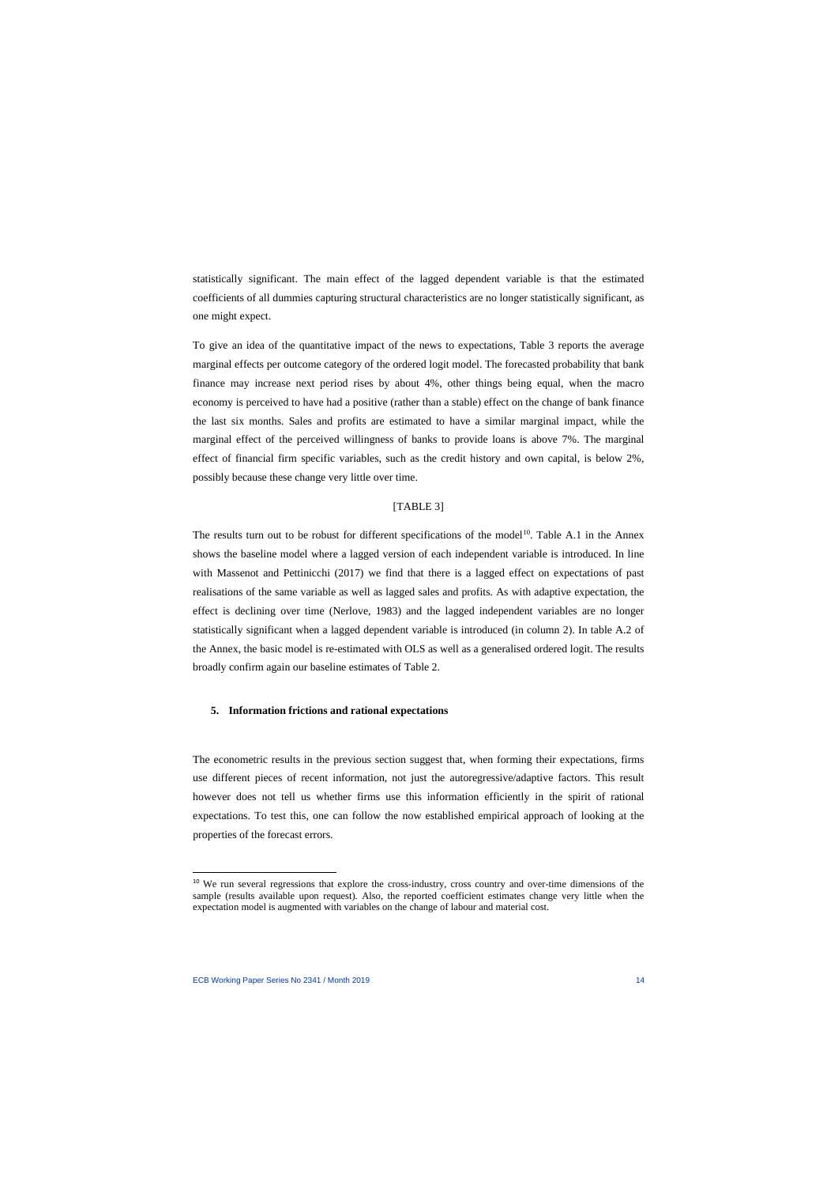statistically significant. The main effect of the lagged dependent variable is that the estimated coefficients of all dummies capturing structural characteristics are no longer statistically significant, as one might expect.

To give an idea of the quantitative impact of the news to expectations, Table 3 reports the average marginal effects per outcome category of the ordered logit model. The forecasted probability that bank finance may increase next period rises by about 4%, other things being equal, when the macro economy is perceived to have had a positive (rather than a stable) effect on the change of bank finance the last six months. Sales and profits are estimated to have a similar marginal impact, while the marginal effect of the perceived willingness of banks to provide loans is above 7%. The marginal effect of financial firm specific variables, such as the credit history and own capital, is below 2%, possibly because these change very little over time.

[TABLE 3]

The results turn out to be robust for different specifications of the model[10]. Table A.1 in the Annex shows the baseline model where a lagged version of each independent variable is introduced. In line with Massenot and Pettinicchi (2017) we find that there is a lagged effect on expectations of past realisations of the same variable as well as lagged sales and profits. As with adaptive expectation, the effect is declining over time (Nerlove, 1983) and the lagged independent variables are no longer statistically significant when a lagged dependent variable is introduced (in column 2). In table A.2 of the Annex, the basic model is re-estimated with OLS as well as a generalised ordered logit. The results broadly confirm again our baseline estimates of Table 2.

## 5. Information frictions and rational expectations

The econometric results in the previous section suggest that, when forming their expectations, firms use different pieces of recent information, not just the autoregressive/adaptive factors. This result however does not tell us whether firms use this information efficiently in the spirit of rational expectations. To test this, one can follow the now established empirical approach of looking at the properties of the forecast errors.

[10] We run several regressions that explore the cross-industry, cross country and over-time dimensions of the sample (results available upon request). Also, the reported coefficient estimates change very little when the expectation model is augmented with variables on the change of labour and material cost.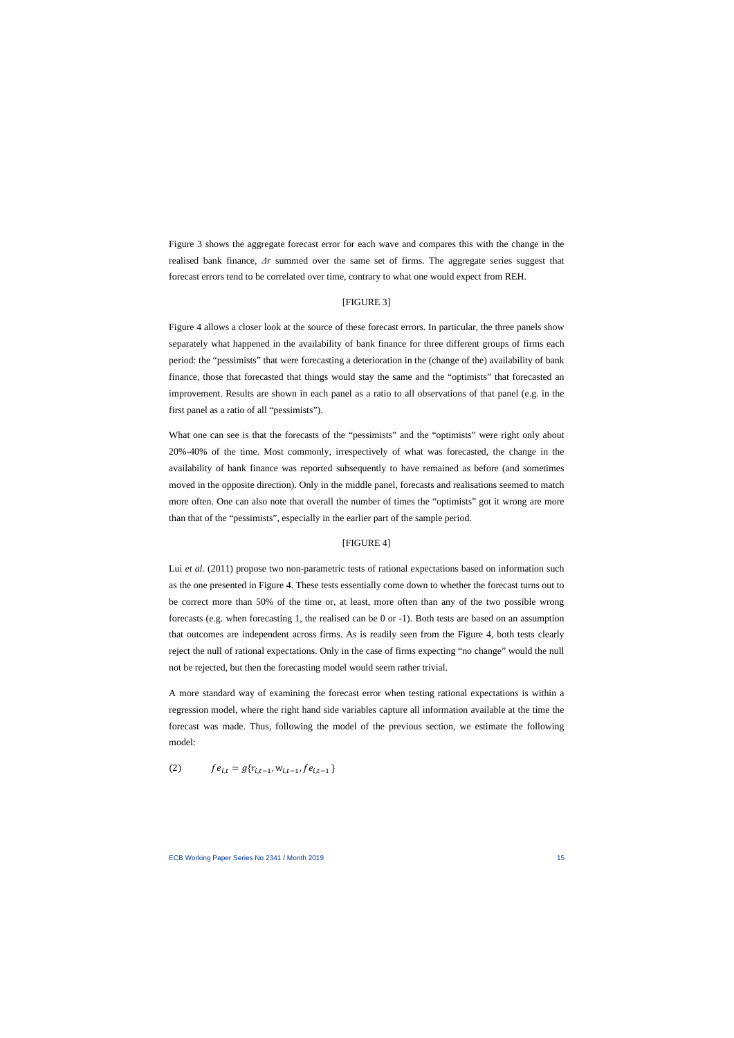Figure 3 shows the aggregate forecast error for each wave and compares this with the change in the realised bank finance, $\Delta r$ summed over the same set of firms. The aggregate series suggest that forecast errors tend to be correlated over time, contrary to what one would expect from REH.

[FIGURE 3]

Figure 4 allows a closer look at the source of these forecast errors. In particular, the three panels show separately what happened in the availability of bank finance for three different groups of firms each period: the "pessimists" that were forecasting a deterioration in the (change of the) availability of bank finance, those that forecasted that things would stay the same and the "optimists" that forecasted an improvement. Results are shown in each panel as a ratio to all observations of that panel (e.g. in the first panel as a ratio of all "pessimists").

What one can see is that the forecasts of the "pessimists" and the "optimists" were right only about 20%-40% of the time. Most commonly, irrespectively of what was forecasted, the change in the availability of bank finance was reported subsequently to have remained as before (and sometimes moved in the opposite direction). Only in the middle panel, forecasts and realisations seemed to match more often. One can also note that overall the number of times the "optimists" got it wrong are more than that of the "pessimists", especially in the earlier part of the sample period.

[FIGURE 4]

Lui *et al.* (2011) propose two non-parametric tests of rational expectations based on information such as the one presented in Figure 4. These tests essentially come down to whether the forecast turns out to be correct more than 50% of the time or, at least, more often than any of the two possible wrong forecasts (e.g. when forecasting 1, the realised can be 0 or -1). Both tests are based on an assumption that outcomes are independent across firms. As is readily seen from the Figure 4, both tests clearly reject the null of rational expectations. Only in the case of firms expecting "no change" would the null not be rejected, but then the forecasting model would seem rather trivial.

A more standard way of examining the forecast error when testing rational expectations is within a regression model, where the right hand side variables capture all information available at the time the forecast was made. Thus, following the model of the previous section, we estimate the following model:

$$(2) \qquad fe_{i,t} = g\{r_{i,t-1}, \mathrm{w}_{i,t-1}, fe_{i,t-1}\}$$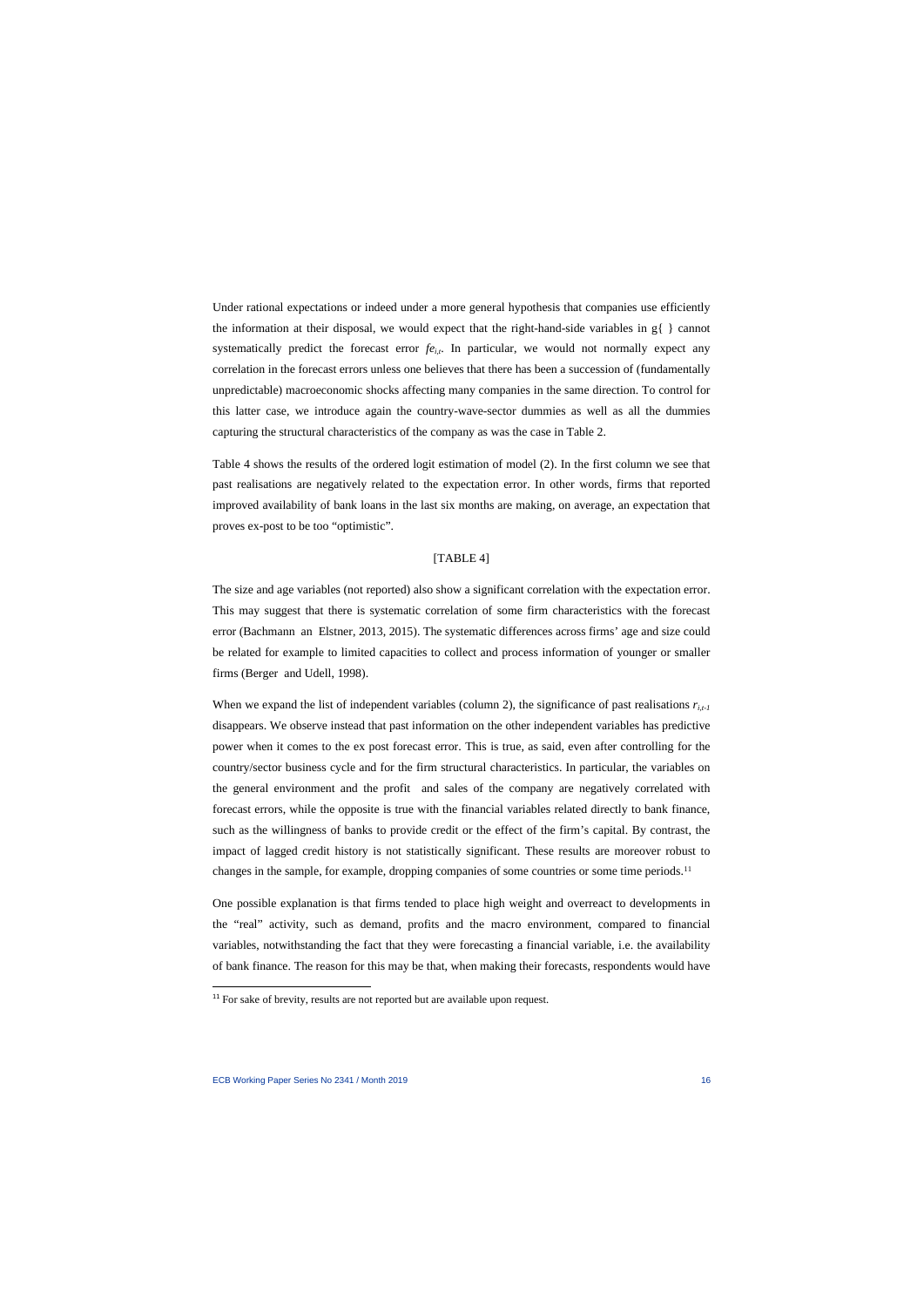Under rational expectations or indeed under a more general hypothesis that companies use efficiently the information at their disposal, we would expect that the right-hand-side variables in g{ } cannot systematically predict the forecast error $fe_{i,t}$. In particular, we would not normally expect any correlation in the forecast errors unless one believes that there has been a succession of (fundamentally unpredictable) macroeconomic shocks affecting many companies in the same direction. To control for this latter case, we introduce again the country-wave-sector dummies as well as all the dummies capturing the structural characteristics of the company as was the case in Table 2.

Table 4 shows the results of the ordered logit estimation of model (2). In the first column we see that past realisations are negatively related to the expectation error. In other words, firms that reported improved availability of bank loans in the last six months are making, on average, an expectation that proves ex-post to be too "optimistic".

[TABLE 4]

The size and age variables (not reported) also show a significant correlation with the expectation error. This may suggest that there is systematic correlation of some firm characteristics with the forecast error (Bachmann an Elstner, 2013, 2015). The systematic differences across firms' age and size could be related for example to limited capacities to collect and process information of younger or smaller firms (Berger and Udell, 1998).

When we expand the list of independent variables (column 2), the significance of past realisations $r_{i,t-1}$ disappears. We observe instead that past information on the other independent variables has predictive power when it comes to the ex post forecast error. This is true, as said, even after controlling for the country/sector business cycle and for the firm structural characteristics. In particular, the variables on the general environment and the profit and sales of the company are negatively correlated with forecast errors, while the opposite is true with the financial variables related directly to bank finance, such as the willingness of banks to provide credit or the effect of the firm's capital. By contrast, the impact of lagged credit history is not statistically significant. These results are moreover robust to changes in the sample, for example, dropping companies of some countries or some time periods.[11]

One possible explanation is that firms tended to place high weight and overreact to developments in the "real" activity, such as demand, profits and the macro environment, compared to financial variables, notwithstanding the fact that they were forecasting a financial variable, i.e. the availability of bank finance. The reason for this may be that, when making their forecasts, respondents would have

[11] For sake of brevity, results are not reported but are available upon request.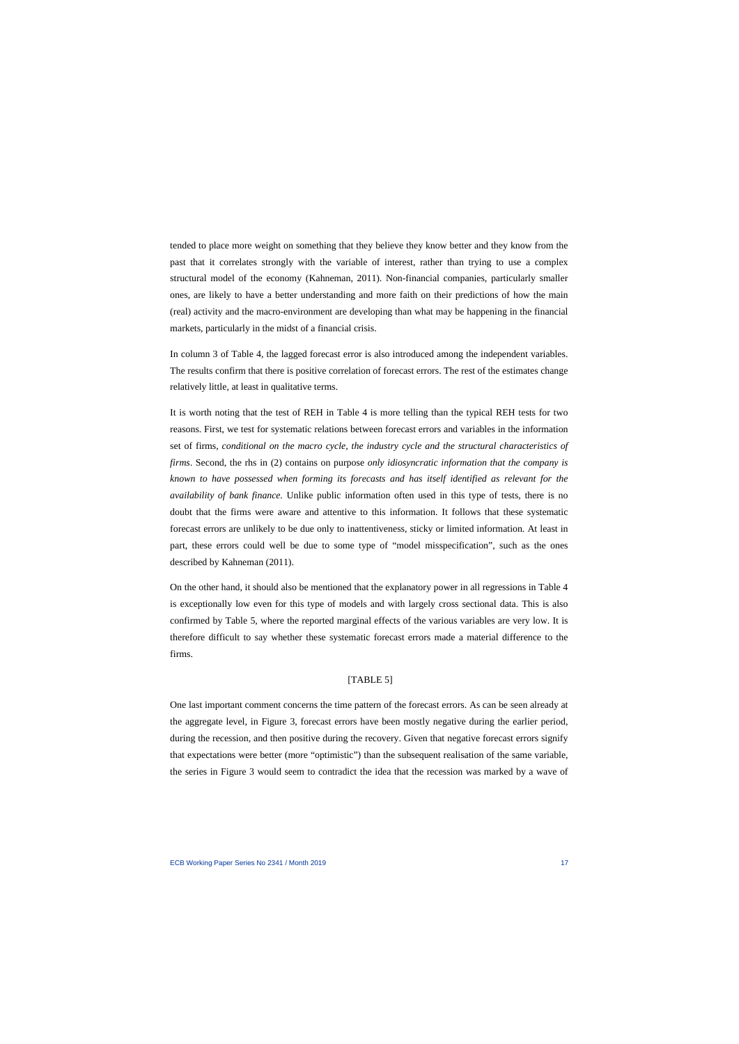tended to place more weight on something that they believe they know better and they know from the past that it correlates strongly with the variable of interest, rather than trying to use a complex structural model of the economy (Kahneman, 2011). Non-financial companies, particularly smaller ones, are likely to have a better understanding and more faith on their predictions of how the main (real) activity and the macro-environment are developing than what may be happening in the financial markets, particularly in the midst of a financial crisis.

In column 3 of Table 4, the lagged forecast error is also introduced among the independent variables. The results confirm that there is positive correlation of forecast errors. The rest of the estimates change relatively little, at least in qualitative terms.

It is worth noting that the test of REH in Table 4 is more telling than the typical REH tests for two reasons. First, we test for systematic relations between forecast errors and variables in the information set of firms, *conditional on the macro cycle, the industry cycle and the structural characteristics of firms*. Second, the rhs in (2) contains on purpose *only idiosyncratic information that the company is known to have possessed when forming its forecasts and has itself identified as relevant for the availability of bank finance.* Unlike public information often used in this type of tests, there is no doubt that the firms were aware and attentive to this information. It follows that these systematic forecast errors are unlikely to be due only to inattentiveness, sticky or limited information. At least in part, these errors could well be due to some type of "model misspecification", such as the ones described by Kahneman (2011).

On the other hand, it should also be mentioned that the explanatory power in all regressions in Table 4 is exceptionally low even for this type of models and with largely cross sectional data. This is also confirmed by Table 5, where the reported marginal effects of the various variables are very low. It is therefore difficult to say whether these systematic forecast errors made a material difference to the firms.

[TABLE 5]

One last important comment concerns the time pattern of the forecast errors. As can be seen already at the aggregate level, in Figure 3, forecast errors have been mostly negative during the earlier period, during the recession, and then positive during the recovery. Given that negative forecast errors signify that expectations were better (more "optimistic") than the subsequent realisation of the same variable, the series in Figure 3 would seem to contradict the idea that the recession was marked by a wave of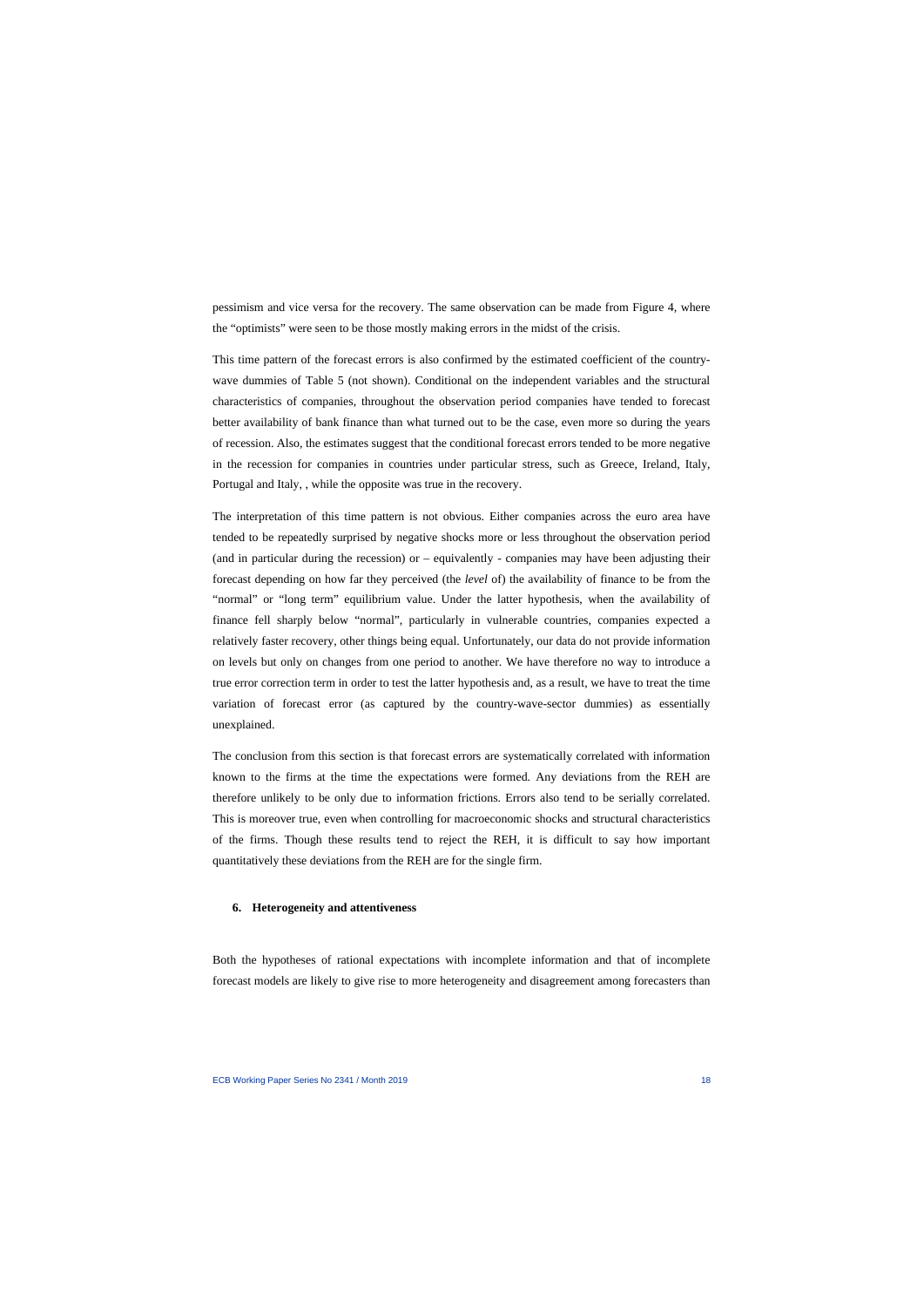pessimism and vice versa for the recovery. The same observation can be made from Figure 4, where the "optimists" were seen to be those mostly making errors in the midst of the crisis.

This time pattern of the forecast errors is also confirmed by the estimated coefficient of the country-wave dummies of Table 5 (not shown). Conditional on the independent variables and the structural characteristics of companies, throughout the observation period companies have tended to forecast better availability of bank finance than what turned out to be the case, even more so during the years of recession. Also, the estimates suggest that the conditional forecast errors tended to be more negative in the recession for companies in countries under particular stress, such as Greece, Ireland, Italy, Portugal and Italy, , while the opposite was true in the recovery.

The interpretation of this time pattern is not obvious. Either companies across the euro area have tended to be repeatedly surprised by negative shocks more or less throughout the observation period (and in particular during the recession) or – equivalently - companies may have been adjusting their forecast depending on how far they perceived (the *level* of) the availability of finance to be from the "normal" or "long term" equilibrium value. Under the latter hypothesis, when the availability of finance fell sharply below "normal", particularly in vulnerable countries, companies expected a relatively faster recovery, other things being equal. Unfortunately, our data do not provide information on levels but only on changes from one period to another. We have therefore no way to introduce a true error correction term in order to test the latter hypothesis and, as a result, we have to treat the time variation of forecast error (as captured by the country-wave-sector dummies) as essentially unexplained.

The conclusion from this section is that forecast errors are systematically correlated with information known to the firms at the time the expectations were formed. Any deviations from the REH are therefore unlikely to be only due to information frictions. Errors also tend to be serially correlated. This is moreover true, even when controlling for macroeconomic shocks and structural characteristics of the firms. Though these results tend to reject the REH, it is difficult to say how important quantitatively these deviations from the REH are for the single firm.

## 6. Heterogeneity and attentiveness

Both the hypotheses of rational expectations with incomplete information and that of incomplete forecast models are likely to give rise to more heterogeneity and disagreement among forecasters than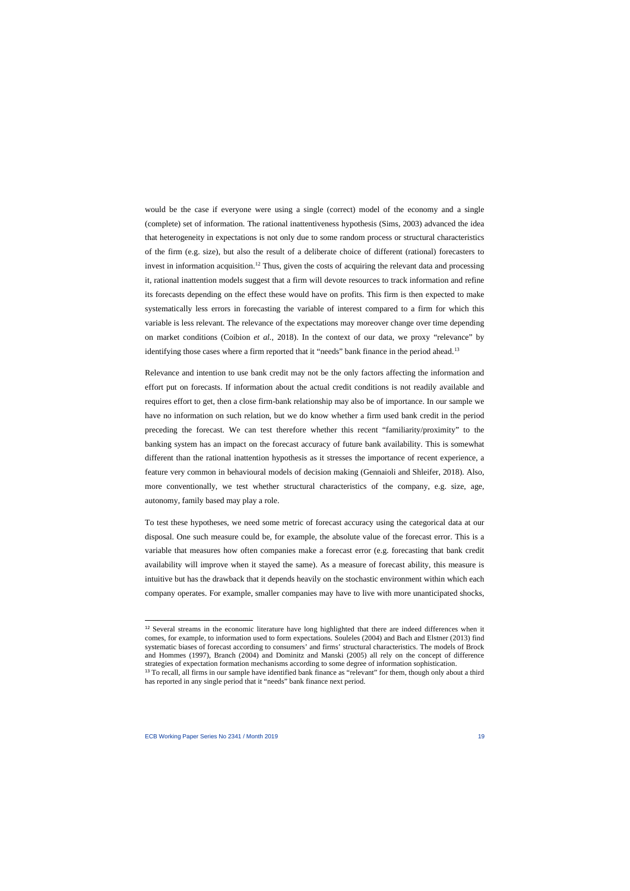would be the case if everyone were using a single (correct) model of the economy and a single (complete) set of information. The rational inattentiveness hypothesis (Sims, 2003) advanced the idea that heterogeneity in expectations is not only due to some random process or structural characteristics of the firm (e.g. size), but also the result of a deliberate choice of different (rational) forecasters to invest in information acquisition.[12] Thus, given the costs of acquiring the relevant data and processing it, rational inattention models suggest that a firm will devote resources to track information and refine its forecasts depending on the effect these would have on profits. This firm is then expected to make systematically less errors in forecasting the variable of interest compared to a firm for which this variable is less relevant. The relevance of the expectations may moreover change over time depending on market conditions (Coibion *et al.*, 2018). In the context of our data, we proxy "relevance" by identifying those cases where a firm reported that it "needs" bank finance in the period ahead.[13]

Relevance and intention to use bank credit may not be the only factors affecting the information and effort put on forecasts. If information about the actual credit conditions is not readily available and requires effort to get, then a close firm-bank relationship may also be of importance. In our sample we have no information on such relation, but we do know whether a firm used bank credit in the period preceding the forecast. We can test therefore whether this recent "familiarity/proximity" to the banking system has an impact on the forecast accuracy of future bank availability. This is somewhat different than the rational inattention hypothesis as it stresses the importance of recent experience, a feature very common in behavioural models of decision making (Gennaioli and Shleifer, 2018). Also, more conventionally, we test whether structural characteristics of the company, e.g. size, age, autonomy, family based may play a role.

To test these hypotheses, we need some metric of forecast accuracy using the categorical data at our disposal. One such measure could be, for example, the absolute value of the forecast error. This is a variable that measures how often companies make a forecast error (e.g. forecasting that bank credit availability will improve when it stayed the same). As a measure of forecast ability, this measure is intuitive but has the drawback that it depends heavily on the stochastic environment within which each company operates. For example, smaller companies may have to live with more unanticipated shocks,

[12] Several streams in the economic literature have long highlighted that there are indeed differences when it comes, for example, to information used to form expectations. Souleles (2004) and Bach and Elstner (2013) find systematic biases of forecast according to consumers' and firms' structural characteristics. The models of Brock and Hommes (1997), Branch (2004) and Dominitz and Manski (2005) all rely on the concept of difference strategies of expectation formation mechanisms according to some degree of information sophistication.

[13] To recall, all firms in our sample have identified bank finance as "relevant" for them, though only about a third has reported in any single period that it "needs" bank finance next period.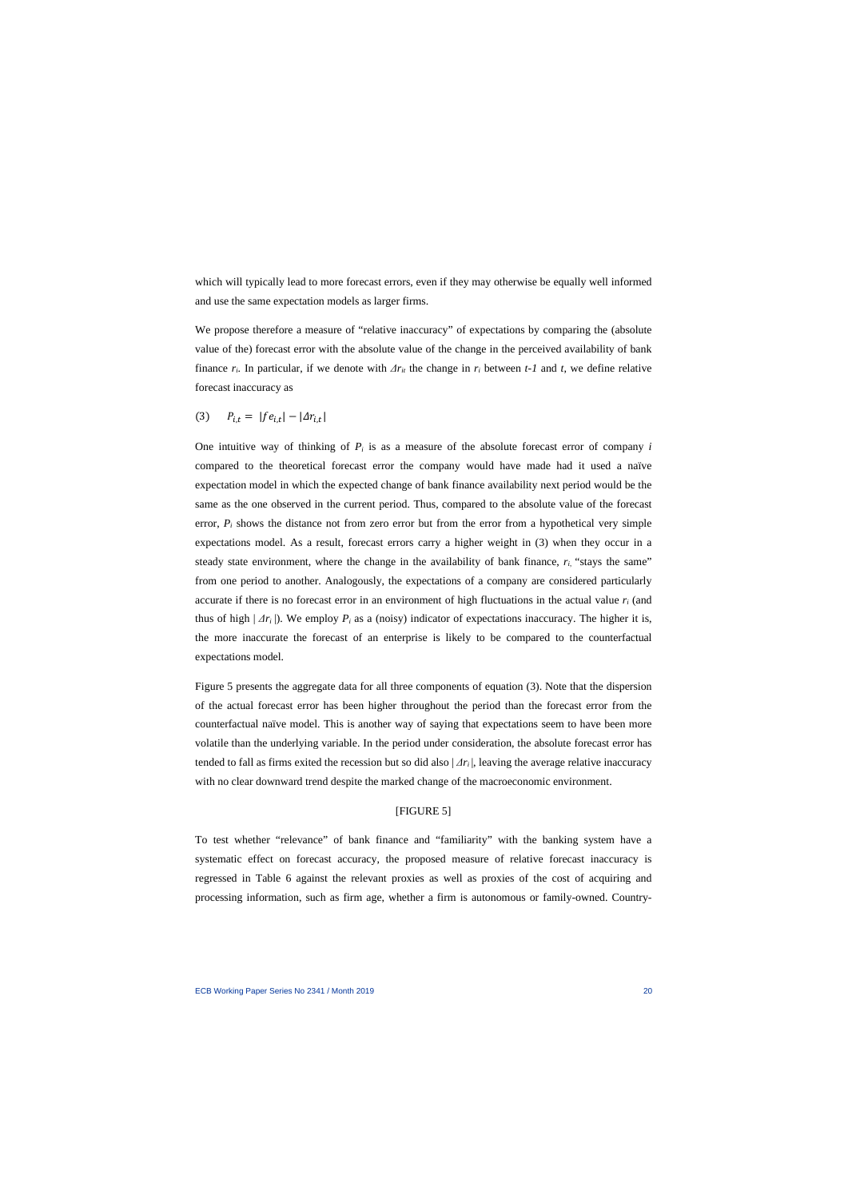which will typically lead to more forecast errors, even if they may otherwise be equally well informed and use the same expectation models as larger firms.

We propose therefore a measure of "relative inaccuracy" of expectations by comparing the (absolute value of the) forecast error with the absolute value of the change in the perceived availability of bank finance $r_i$. In particular, if we denote with $\Delta r_{it}$ the change in $r_i$ between $t$-$1$ and $t$, we define relative forecast inaccuracy as

$$(3) \qquad P_{i,t} = |fe_{i,t}| - |\Delta r_{i,t}|$$

One intuitive way of thinking of $P_i$ is as a measure of the absolute forecast error of company $i$ compared to the theoretical forecast error the company would have made had it used a naïve expectation model in which the expected change of bank finance availability next period would be the same as the one observed in the current period. Thus, compared to the absolute value of the forecast error, $P_i$ shows the distance not from zero error but from the error from a hypothetical very simple expectations model. As a result, forecast errors carry a higher weight in (3) when they occur in a steady state environment, where the change in the availability of bank finance, $r_i$, "stays the same" from one period to another. Analogously, the expectations of a company are considered particularly accurate if there is no forecast error in an environment of high fluctuations in the actual value $r_i$ (and thus of high $|\Delta r_i|$). We employ $P_i$ as a (noisy) indicator of expectations inaccuracy. The higher it is, the more inaccurate the forecast of an enterprise is likely to be compared to the counterfactual expectations model.

Figure 5 presents the aggregate data for all three components of equation (3). Note that the dispersion of the actual forecast error has been higher throughout the period than the forecast error from the counterfactual naïve model. This is another way of saying that expectations seem to have been more volatile than the underlying variable. In the period under consideration, the absolute forecast error has tended to fall as firms exited the recession but so did also $|\Delta r_i|$, leaving the average relative inaccuracy with no clear downward trend despite the marked change of the macroeconomic environment.

[FIGURE 5]

To test whether "relevance" of bank finance and "familiarity" with the banking system have a systematic effect on forecast accuracy, the proposed measure of relative forecast inaccuracy is regressed in Table 6 against the relevant proxies as well as proxies of the cost of acquiring and processing information, such as firm age, whether a firm is autonomous or family-owned. Country-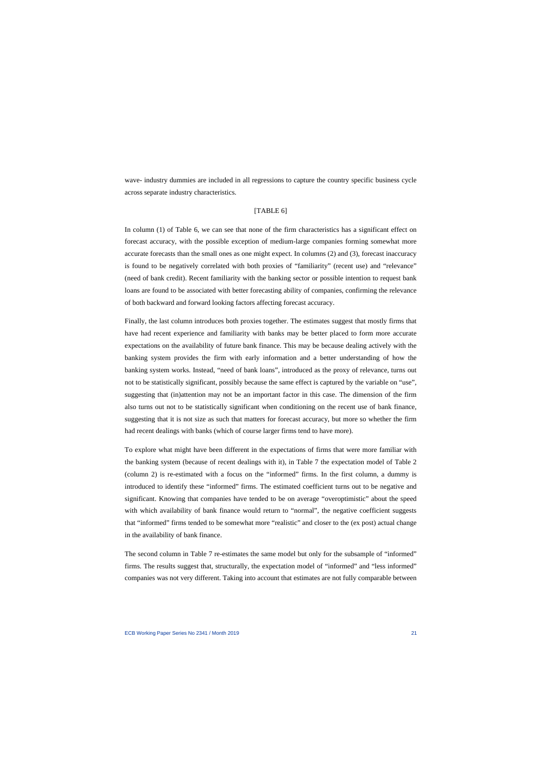wave- industry dummies are included in all regressions to capture the country specific business cycle across separate industry characteristics.

[TABLE 6]

In column (1) of Table 6, we can see that none of the firm characteristics has a significant effect on forecast accuracy, with the possible exception of medium-large companies forming somewhat more accurate forecasts than the small ones as one might expect. In columns (2) and (3), forecast inaccuracy is found to be negatively correlated with both proxies of "familiarity" (recent use) and "relevance" (need of bank credit). Recent familiarity with the banking sector or possible intention to request bank loans are found to be associated with better forecasting ability of companies, confirming the relevance of both backward and forward looking factors affecting forecast accuracy.

Finally, the last column introduces both proxies together. The estimates suggest that mostly firms that have had recent experience and familiarity with banks may be better placed to form more accurate expectations on the availability of future bank finance. This may be because dealing actively with the banking system provides the firm with early information and a better understanding of how the banking system works. Instead, "need of bank loans", introduced as the proxy of relevance, turns out not to be statistically significant, possibly because the same effect is captured by the variable on "use", suggesting that (in)attention may not be an important factor in this case. The dimension of the firm also turns out not to be statistically significant when conditioning on the recent use of bank finance, suggesting that it is not size as such that matters for forecast accuracy, but more so whether the firm had recent dealings with banks (which of course larger firms tend to have more).

To explore what might have been different in the expectations of firms that were more familiar with the banking system (because of recent dealings with it), in Table 7 the expectation model of Table 2 (column 2) is re-estimated with a focus on the "informed" firms. In the first column, a dummy is introduced to identify these "informed" firms. The estimated coefficient turns out to be negative and significant. Knowing that companies have tended to be on average "overoptimistic" about the speed with which availability of bank finance would return to "normal", the negative coefficient suggests that "informed" firms tended to be somewhat more "realistic" and closer to the (ex post) actual change in the availability of bank finance.

The second column in Table 7 re-estimates the same model but only for the subsample of "informed" firms. The results suggest that, structurally, the expectation model of "informed" and "less informed" companies was not very different. Taking into account that estimates are not fully comparable between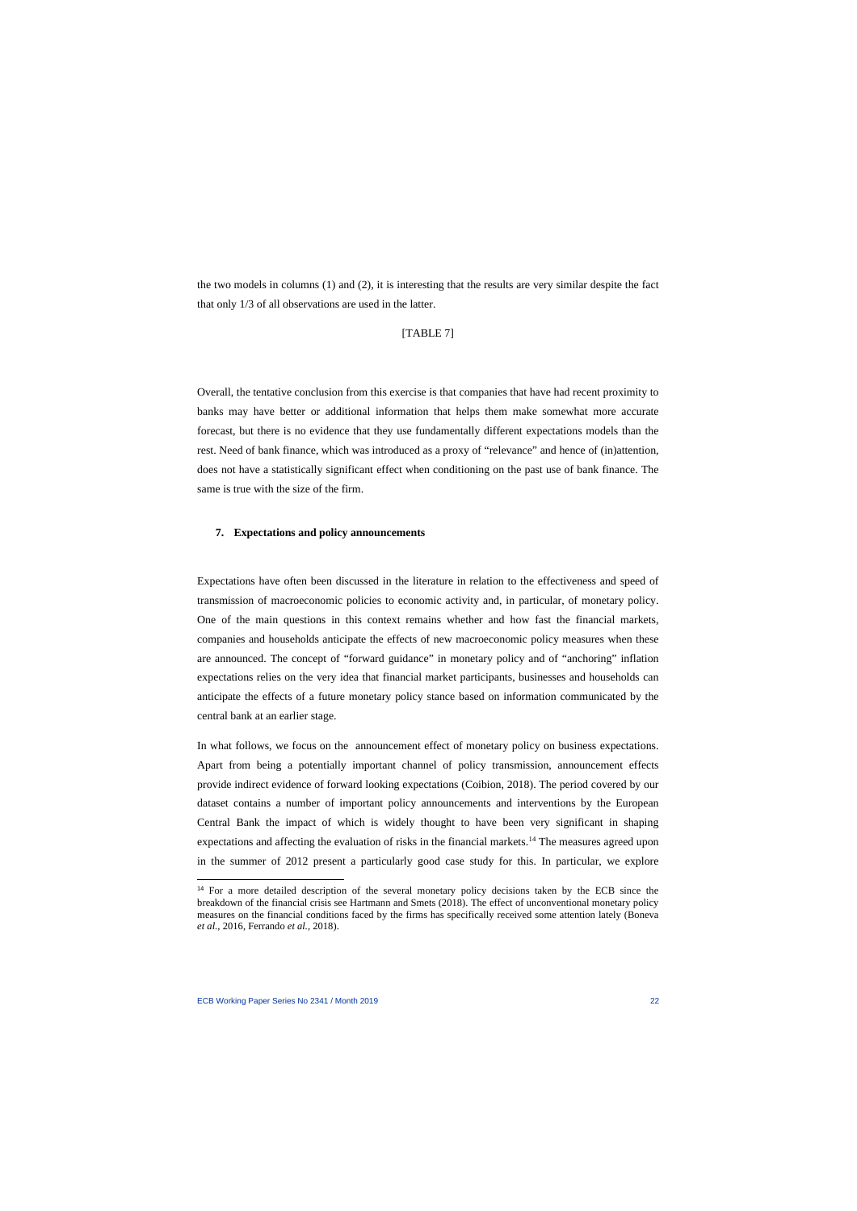the two models in columns (1) and (2), it is interesting that the results are very similar despite the fact that only 1/3 of all observations are used in the latter.

[TABLE 7]

Overall, the tentative conclusion from this exercise is that companies that have had recent proximity to banks may have better or additional information that helps them make somewhat more accurate forecast, but there is no evidence that they use fundamentally different expectations models than the rest. Need of bank finance, which was introduced as a proxy of "relevance" and hence of (in)attention, does not have a statistically significant effect when conditioning on the past use of bank finance. The same is true with the size of the firm.

## 7. Expectations and policy announcements

Expectations have often been discussed in the literature in relation to the effectiveness and speed of transmission of macroeconomic policies to economic activity and, in particular, of monetary policy. One of the main questions in this context remains whether and how fast the financial markets, companies and households anticipate the effects of new macroeconomic policy measures when these are announced. The concept of "forward guidance" in monetary policy and of "anchoring" inflation expectations relies on the very idea that financial market participants, businesses and households can anticipate the effects of a future monetary policy stance based on information communicated by the central bank at an earlier stage.

In what follows, we focus on the announcement effect of monetary policy on business expectations. Apart from being a potentially important channel of policy transmission, announcement effects provide indirect evidence of forward looking expectations (Coibion, 2018). The period covered by our dataset contains a number of important policy announcements and interventions by the European Central Bank the impact of which is widely thought to have been very significant in shaping expectations and affecting the evaluation of risks in the financial markets.[14] The measures agreed upon in the summer of 2012 present a particularly good case study for this. In particular, we explore

[14] For a more detailed description of the several monetary policy decisions taken by the ECB since the breakdown of the financial crisis see Hartmann and Smets (2018). The effect of unconventional monetary policy measures on the financial conditions faced by the firms has specifically received some attention lately (Boneva *et al*., 2016, Ferrando *et al.*, 2018).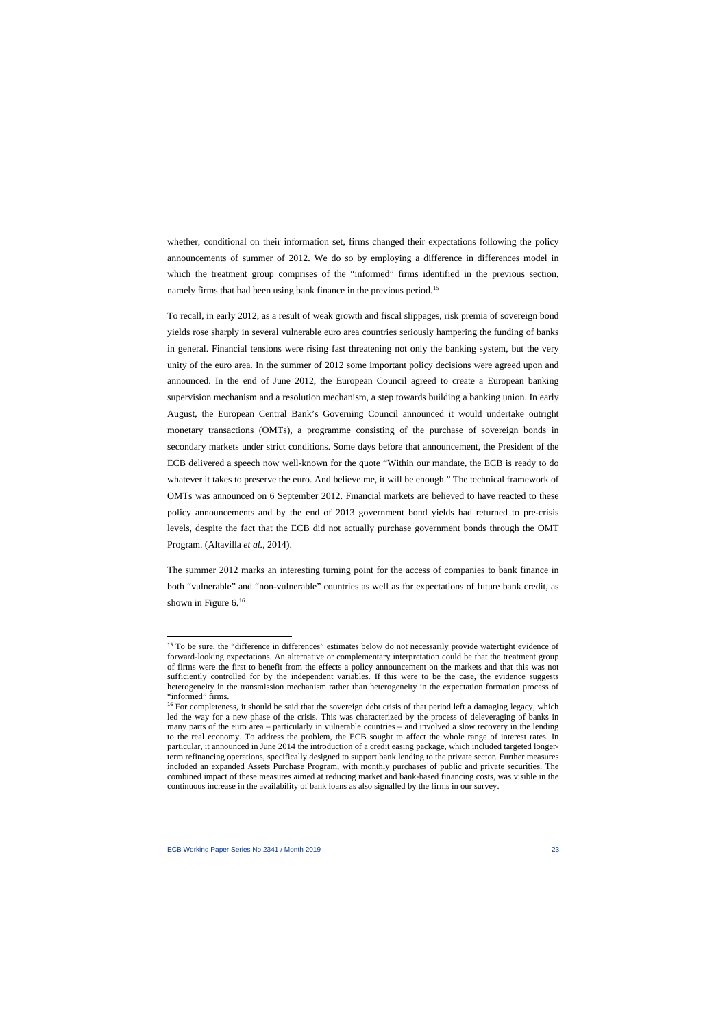whether, conditional on their information set, firms changed their expectations following the policy announcements of summer of 2012. We do so by employing a difference in differences model in which the treatment group comprises of the "informed" firms identified in the previous section, namely firms that had been using bank finance in the previous period.[15]

To recall, in early 2012, as a result of weak growth and fiscal slippages, risk premia of sovereign bond yields rose sharply in several vulnerable euro area countries seriously hampering the funding of banks in general. Financial tensions were rising fast threatening not only the banking system, but the very unity of the euro area. In the summer of 2012 some important policy decisions were agreed upon and announced. In the end of June 2012, the European Council agreed to create a European banking supervision mechanism and a resolution mechanism, a step towards building a banking union. In early August, the European Central Bank's Governing Council announced it would undertake outright monetary transactions (OMTs), a programme consisting of the purchase of sovereign bonds in secondary markets under strict conditions. Some days before that announcement, the President of the ECB delivered a speech now well-known for the quote "Within our mandate, the ECB is ready to do whatever it takes to preserve the euro. And believe me, it will be enough." The technical framework of OMTs was announced on 6 September 2012. Financial markets are believed to have reacted to these policy announcements and by the end of 2013 government bond yields had returned to pre-crisis levels, despite the fact that the ECB did not actually purchase government bonds through the OMT Program. (Altavilla *et al.*, 2014).

The summer 2012 marks an interesting turning point for the access of companies to bank finance in both "vulnerable" and "non-vulnerable" countries as well as for expectations of future bank credit, as shown in Figure 6.[16]

---

[15] To be sure, the "difference in differences" estimates below do not necessarily provide watertight evidence of forward-looking expectations. An alternative or complementary interpretation could be that the treatment group of firms were the first to benefit from the effects a policy announcement on the markets and that this was not sufficiently controlled for by the independent variables. If this were to be the case, the evidence suggests heterogeneity in the transmission mechanism rather than heterogeneity in the expectation formation process of "informed" firms.

[16] For completeness, it should be said that the sovereign debt crisis of that period left a damaging legacy, which led the way for a new phase of the crisis. This was characterized by the process of deleveraging of banks in many parts of the euro area – particularly in vulnerable countries – and involved a slow recovery in the lending to the real economy. To address the problem, the ECB sought to affect the whole range of interest rates. In particular, it announced in June 2014 the introduction of a credit easing package, which included targeted longer-term refinancing operations, specifically designed to support bank lending to the private sector. Further measures included an expanded Assets Purchase Program, with monthly purchases of public and private securities. The combined impact of these measures aimed at reducing market and bank-based financing costs, was visible in the continuous increase in the availability of bank loans as also signalled by the firms in our survey.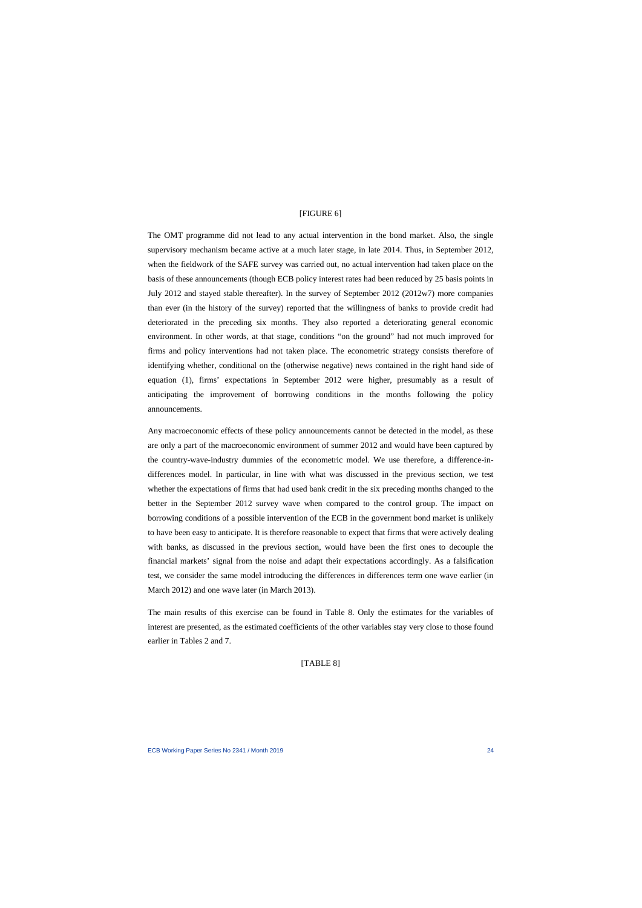[FIGURE 6]

The OMT programme did not lead to any actual intervention in the bond market. Also, the single supervisory mechanism became active at a much later stage, in late 2014. Thus, in September 2012, when the fieldwork of the SAFE survey was carried out, no actual intervention had taken place on the basis of these announcements (though ECB policy interest rates had been reduced by 25 basis points in July 2012 and stayed stable thereafter). In the survey of September 2012 (2012w7) more companies than ever (in the history of the survey) reported that the willingness of banks to provide credit had deteriorated in the preceding six months. They also reported a deteriorating general economic environment. In other words, at that stage, conditions "on the ground" had not much improved for firms and policy interventions had not taken place. The econometric strategy consists therefore of identifying whether, conditional on the (otherwise negative) news contained in the right hand side of equation (1), firms' expectations in September 2012 were higher, presumably as a result of anticipating the improvement of borrowing conditions in the months following the policy announcements.

Any macroeconomic effects of these policy announcements cannot be detected in the model, as these are only a part of the macroeconomic environment of summer 2012 and would have been captured by the country-wave-industry dummies of the econometric model. We use therefore, a difference-in-differences model. In particular, in line with what was discussed in the previous section, we test whether the expectations of firms that had used bank credit in the six preceding months changed to the better in the September 2012 survey wave when compared to the control group. The impact on borrowing conditions of a possible intervention of the ECB in the government bond market is unlikely to have been easy to anticipate. It is therefore reasonable to expect that firms that were actively dealing with banks, as discussed in the previous section, would have been the first ones to decouple the financial markets' signal from the noise and adapt their expectations accordingly. As a falsification test, we consider the same model introducing the differences in differences term one wave earlier (in March 2012) and one wave later (in March 2013).

The main results of this exercise can be found in Table 8. Only the estimates for the variables of interest are presented, as the estimated coefficients of the other variables stay very close to those found earlier in Tables 2 and 7.

[TABLE 8]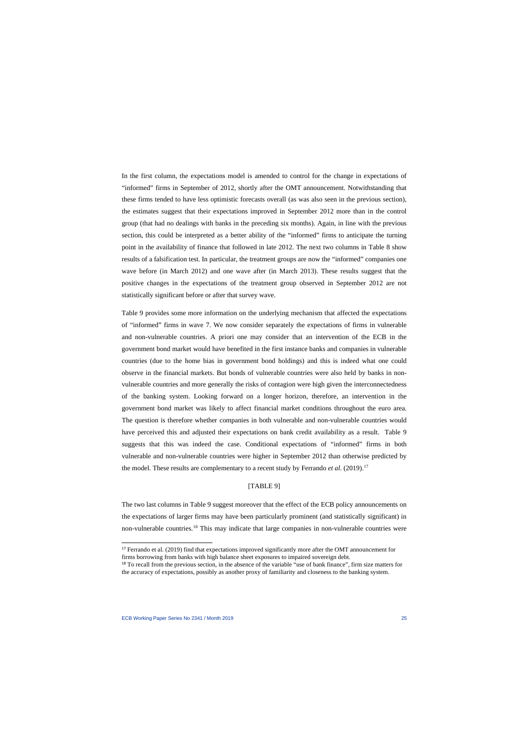In the first column, the expectations model is amended to control for the change in expectations of "informed" firms in September of 2012, shortly after the OMT announcement. Notwithstanding that these firms tended to have less optimistic forecasts overall (as was also seen in the previous section), the estimates suggest that their expectations improved in September 2012 more than in the control group (that had no dealings with banks in the preceding six months). Again, in line with the previous section, this could be interpreted as a better ability of the "informed" firms to anticipate the turning point in the availability of finance that followed in late 2012. The next two columns in Table 8 show results of a falsification test. In particular, the treatment groups are now the "informed" companies one wave before (in March 2012) and one wave after (in March 2013). These results suggest that the positive changes in the expectations of the treatment group observed in September 2012 are not statistically significant before or after that survey wave.

Table 9 provides some more information on the underlying mechanism that affected the expectations of "informed" firms in wave 7. We now consider separately the expectations of firms in vulnerable and non-vulnerable countries. A priori one may consider that an intervention of the ECB in the government bond market would have benefited in the first instance banks and companies in vulnerable countries (due to the home bias in government bond holdings) and this is indeed what one could observe in the financial markets. But bonds of vulnerable countries were also held by banks in non-vulnerable countries and more generally the risks of contagion were high given the interconnectedness of the banking system. Looking forward on a longer horizon, therefore, an intervention in the government bond market was likely to affect financial market conditions throughout the euro area. The question is therefore whether companies in both vulnerable and non-vulnerable countries would have perceived this and adjusted their expectations on bank credit availability as a result. Table 9 suggests that this was indeed the case. Conditional expectations of "informed" firms in both vulnerable and non-vulnerable countries were higher in September 2012 than otherwise predicted by the model. These results are complementary to a recent study by Ferrando *et al.* (2019).[17]

[TABLE 9]

The two last columns in Table 9 suggest moreover that the effect of the ECB policy announcements on the expectations of larger firms may have been particularly prominent (and statistically significant) in non-vulnerable countries.[18] This may indicate that large companies in non-vulnerable countries were

---

[17] Ferrando et al. (2019) find that expectations improved significantly more after the OMT announcement for firms borrowing from banks with high balance sheet exposures to impaired sovereign debt.

[18] To recall from the previous section, in the absence of the variable "use of bank finance", firm size matters for the accuracy of expectations, possibly as another proxy of familiarity and closeness to the banking system.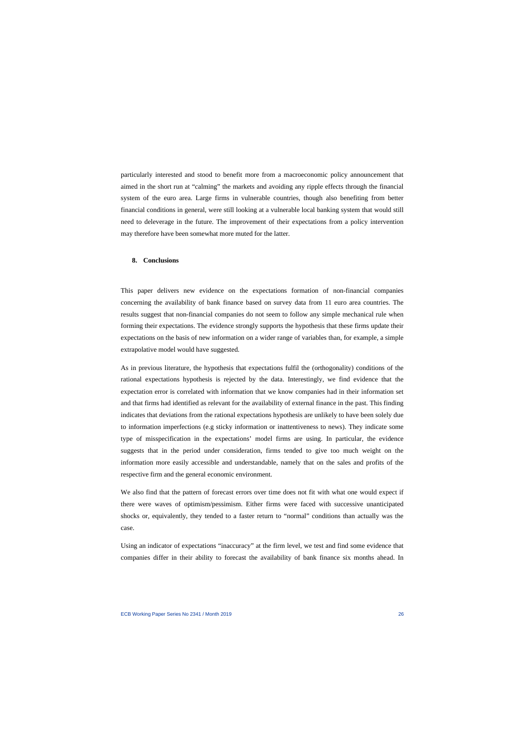particularly interested and stood to benefit more from a macroeconomic policy announcement that aimed in the short run at "calming" the markets and avoiding any ripple effects through the financial system of the euro area. Large firms in vulnerable countries, though also benefiting from better financial conditions in general, were still looking at a vulnerable local banking system that would still need to deleverage in the future. The improvement of their expectations from a policy intervention may therefore have been somewhat more muted for the latter.

## 8. Conclusions

This paper delivers new evidence on the expectations formation of non-financial companies concerning the availability of bank finance based on survey data from 11 euro area countries. The results suggest that non-financial companies do not seem to follow any simple mechanical rule when forming their expectations. The evidence strongly supports the hypothesis that these firms update their expectations on the basis of new information on a wider range of variables than, for example, a simple extrapolative model would have suggested.

As in previous literature, the hypothesis that expectations fulfil the (orthogonality) conditions of the rational expectations hypothesis is rejected by the data. Interestingly, we find evidence that the expectation error is correlated with information that we know companies had in their information set and that firms had identified as relevant for the availability of external finance in the past. This finding indicates that deviations from the rational expectations hypothesis are unlikely to have been solely due to information imperfections (e.g sticky information or inattentiveness to news). They indicate some type of misspecification in the expectations' model firms are using. In particular, the evidence suggests that in the period under consideration, firms tended to give too much weight on the information more easily accessible and understandable, namely that on the sales and profits of the respective firm and the general economic environment.

We also find that the pattern of forecast errors over time does not fit with what one would expect if there were waves of optimism/pessimism. Either firms were faced with successive unanticipated shocks or, equivalently, they tended to a faster return to "normal" conditions than actually was the case.

Using an indicator of expectations "inaccuracy" at the firm level, we test and find some evidence that companies differ in their ability to forecast the availability of bank finance six months ahead. In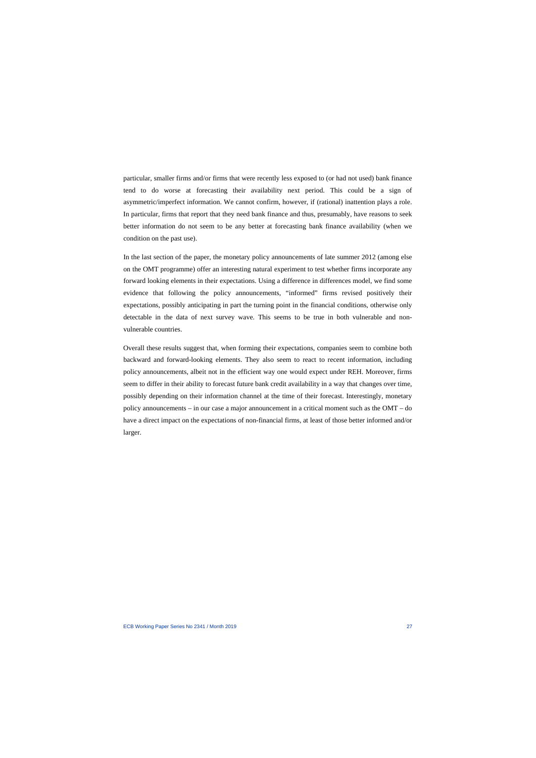particular, smaller firms and/or firms that were recently less exposed to (or had not used) bank finance tend to do worse at forecasting their availability next period. This could be a sign of asymmetric/imperfect information. We cannot confirm, however, if (rational) inattention plays a role. In particular, firms that report that they need bank finance and thus, presumably, have reasons to seek better information do not seem to be any better at forecasting bank finance availability (when we condition on the past use).

In the last section of the paper, the monetary policy announcements of late summer 2012 (among else on the OMT programme) offer an interesting natural experiment to test whether firms incorporate any forward looking elements in their expectations. Using a difference in differences model, we find some evidence that following the policy announcements, "informed" firms revised positively their expectations, possibly anticipating in part the turning point in the financial conditions, otherwise only detectable in the data of next survey wave. This seems to be true in both vulnerable and non-vulnerable countries.

Overall these results suggest that, when forming their expectations, companies seem to combine both backward and forward-looking elements. They also seem to react to recent information, including policy announcements, albeit not in the efficient way one would expect under REH. Moreover, firms seem to differ in their ability to forecast future bank credit availability in a way that changes over time, possibly depending on their information channel at the time of their forecast. Interestingly, monetary policy announcements – in our case a major announcement in a critical moment such as the OMT – do have a direct impact on the expectations of non-financial firms, at least of those better informed and/or larger.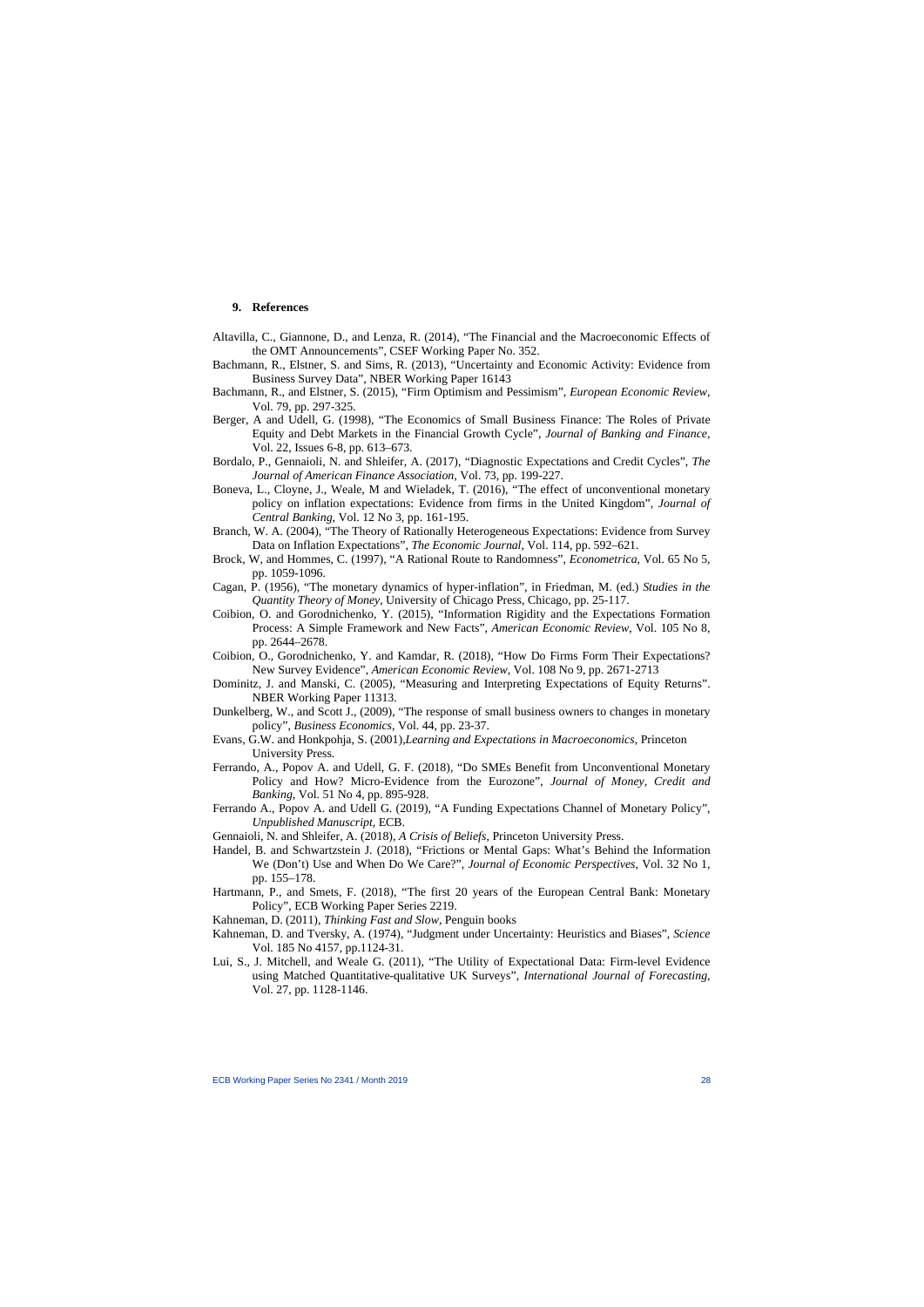## 9. References

Altavilla, C., Giannone, D., and Lenza, R. (2014), "The Financial and the Macroeconomic Effects of the OMT Announcements", CSEF Working Paper No. 352.

Bachmann, R., Elstner, S. and Sims, R. (2013), "Uncertainty and Economic Activity: Evidence from Business Survey Data", NBER Working Paper 16143

Bachmann, R., and Elstner, S. (2015), "Firm Optimism and Pessimism", *European Economic Review*, Vol. 79, pp. 297-325.

Berger, A and Udell, G. (1998), "The Economics of Small Business Finance: The Roles of Private Equity and Debt Markets in the Financial Growth Cycle", *Journal of Banking and Finance*, Vol. 22, Issues 6-8, pp. 613–673.

Bordalo, P., Gennaioli, N. and Shleifer, A. (2017), "Diagnostic Expectations and Credit Cycles", *The Journal of American Finance Association*, Vol. 73, pp. 199-227.

Boneva, L., Cloyne, J., Weale, M and Wieladek, T. (2016), "The effect of unconventional monetary policy on inflation expectations: Evidence from firms in the United Kingdom", *Journal of Central Banking*, Vol. 12 No 3, pp. 161-195.

Branch, W. A. (2004), "The Theory of Rationally Heterogeneous Expectations: Evidence from Survey Data on Inflation Expectations", *The Economic Journal*, Vol. 114, pp. 592–621.

Brock, W, and Hommes, C. (1997), "A Rational Route to Randomness", *Econometrica*, Vol. 65 No 5, pp. 1059-1096.

Cagan, P. (1956), "The monetary dynamics of hyper-inflation", in Friedman, M. (ed.) *Studies in the Quantity Theory of Money*, University of Chicago Press, Chicago, pp. 25-117.

Coibion, O. and Gorodnichenko, Y. (2015), "Information Rigidity and the Expectations Formation Process: A Simple Framework and New Facts", *American Economic Review*, Vol. 105 No 8, pp. 2644–2678.

Coibion, O., Gorodnichenko, Y. and Kamdar, R. (2018), "How Do Firms Form Their Expectations? New Survey Evidence", *American Economic Review*, Vol. 108 No 9, pp. 2671-2713

Dominitz, J. and Manski, C. (2005), "Measuring and Interpreting Expectations of Equity Returns". NBER Working Paper 11313.

Dunkelberg, W., and Scott J., (2009), "The response of small business owners to changes in monetary policy", *Business Economics*, Vol. 44, pp. 23-37.

Evans, G.W. and Honkpohja, S. (2001),*Learning and Expectations in Macroeconomics*, Princeton University Press.

Ferrando, A., Popov A. and Udell, G. F. (2018), "Do SMEs Benefit from Unconventional Monetary Policy and How? Micro-Evidence from the Eurozone", *Journal of Money, Credit and Banking*, Vol. 51 No 4, pp. 895-928.

Ferrando A., Popov A. and Udell G. (2019), "A Funding Expectations Channel of Monetary Policy", *Unpublished Manuscript*, ECB.

Gennaioli, N. and Shleifer, A. (2018), *A Crisis of Beliefs*, Princeton University Press.

Handel, B. and Schwartzstein J. (2018), "Frictions or Mental Gaps: What's Behind the Information We (Don't) Use and When Do We Care?", *Journal of Economic Perspectives*, Vol. 32 No 1, pp. 155–178.

Hartmann, P., and Smets, F. (2018), "The first 20 years of the European Central Bank: Monetary Policy", ECB Working Paper Series 2219.

Kahneman, D. (2011), *Thinking Fast and Slow*, Penguin books

Kahneman, D. and Tversky, A. (1974), "Judgment under Uncertainty: Heuristics and Biases", *Science* Vol. 185 No 4157, pp.1124-31.

Lui, S., J. Mitchell, and Weale G. (2011), "The Utility of Expectational Data: Firm-level Evidence using Matched Quantitative-qualitative UK Surveys", *International Journal of Forecasting*, Vol. 27, pp. 1128-1146.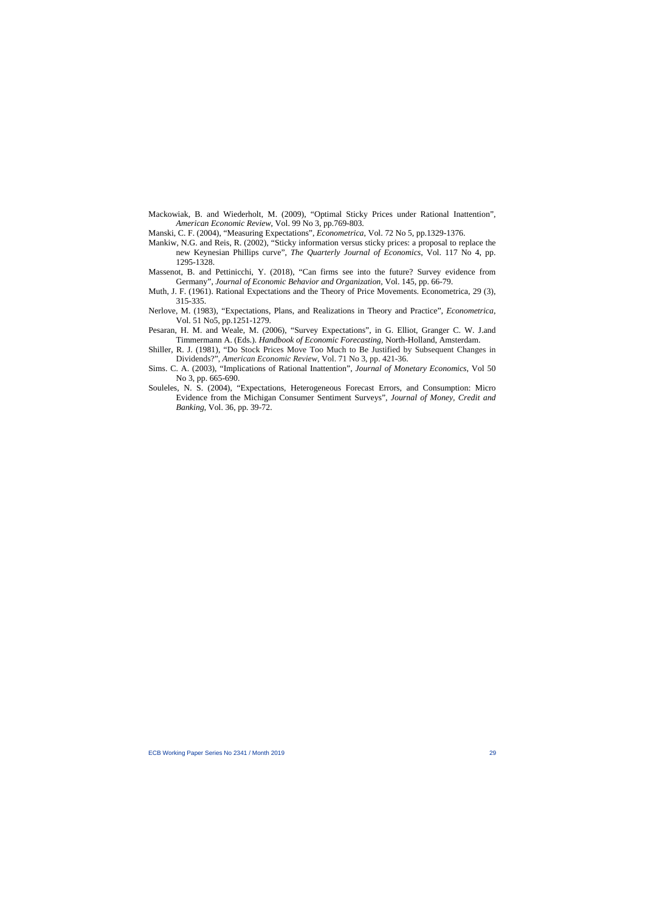Mackowiak, B. and Wiederholt, M. (2009), "Optimal Sticky Prices under Rational Inattention", *American Economic Review*, Vol. 99 No 3, pp.769-803.

Manski, C. F. (2004), "Measuring Expectations", *Econometrica*, Vol. 72 No 5, pp.1329-1376.

Mankiw, N.G. and Reis, R. (2002), "Sticky information versus sticky prices: a proposal to replace the new Keynesian Phillips curve", *The Quarterly Journal of Economics*, Vol. 117 No 4, pp. 1295-1328.

Massenot, B. and Pettinicchi, Y. (2018), "Can firms see into the future? Survey evidence from Germany", *Journal of Economic Behavior and Organization*, Vol. 145, pp. 66-79.

Muth, J. F. (1961). Rational Expectations and the Theory of Price Movements. Econometrica, 29 (3), 315-335.

Nerlove, M. (1983), "Expectations, Plans, and Realizations in Theory and Practice", *Econometrica*, Vol. 51 No5, pp.1251-1279.

Pesaran, H. M. and Weale, M. (2006), "Survey Expectations", in G. Elliot, Granger C. W. J.and Timmermann A. (Eds.). *Handbook of Economic Forecasting*, North-Holland, Amsterdam.

Shiller, R. J. (1981), "Do Stock Prices Move Too Much to Be Justified by Subsequent Changes in Dividends?", *American Economic Review*, Vol. 71 No 3, pp. 421-36.

Sims. C. A. (2003), "Implications of Rational Inattention", *Journal of Monetary Economics*, Vol 50 No 3, pp. 665-690.

Souleles, N. S. (2004), "Expectations, Heterogeneous Forecast Errors, and Consumption: Micro Evidence from the Michigan Consumer Sentiment Surveys", *Journal of Money, Credit and Banking*, Vol. 36, pp. 39-72.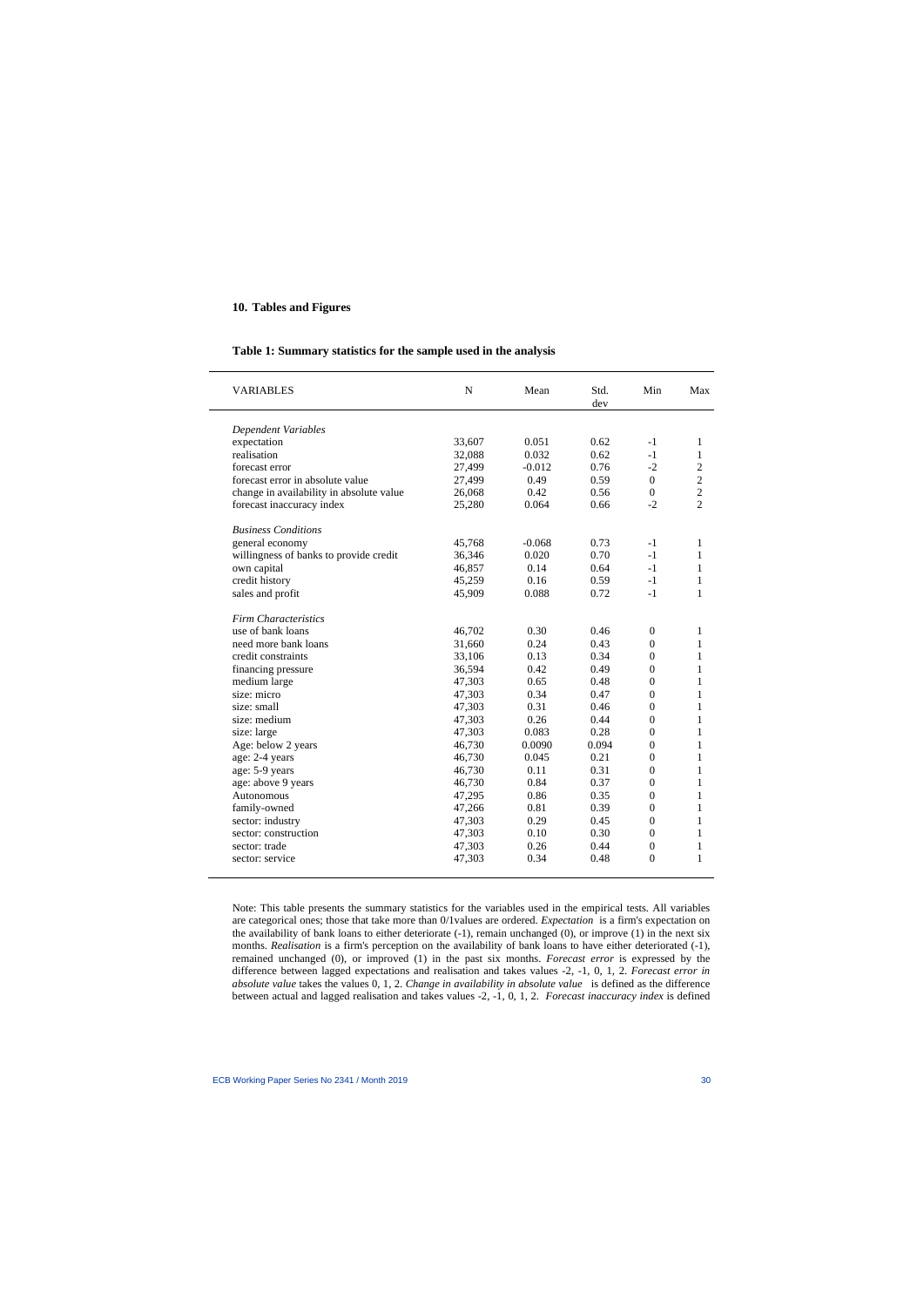## 10. Tables and Figures

**Table 1: Summary statistics for the sample used in the analysis**

| VARIABLES | N | Mean | Std. dev | Min | Max |
|---|---|---|---|---|---|
| *Dependent Variables* | | | | | |
| expectation | 33,607 | 0.051 | 0.62 | -1 | 1 |
| realisation | 32,088 | 0.032 | 0.62 | -1 | 1 |
| forecast error | 27,499 | -0.012 | 0.76 | -2 | 2 |
| forecast error in absolute value | 27,499 | 0.49 | 0.59 | 0 | 2 |
| change in availability in absolute value | 26,068 | 0.42 | 0.56 | 0 | 2 |
| forecast inaccuracy index | 25,280 | 0.064 | 0.66 | -2 | 2 |
| *Business Conditions* | | | | | |
| general economy | 45,768 | -0.068 | 0.73 | -1 | 1 |
| willingness of banks to provide credit | 36,346 | 0.020 | 0.70 | -1 | 1 |
| own capital | 46,857 | 0.14 | 0.64 | -1 | 1 |
| credit history | 45,259 | 0.16 | 0.59 | -1 | 1 |
| sales and profit | 45,909 | 0.088 | 0.72 | -1 | 1 |
| *Firm Characteristics* | | | | | |
| use of bank loans | 46,702 | 0.30 | 0.46 | 0 | 1 |
| need more bank loans | 31,660 | 0.24 | 0.43 | 0 | 1 |
| credit constraints | 33,106 | 0.13 | 0.34 | 0 | 1 |
| financing pressure | 36,594 | 0.42 | 0.49 | 0 | 1 |
| medium large | 47,303 | 0.65 | 0.48 | 0 | 1 |
| size: micro | 47,303 | 0.34 | 0.47 | 0 | 1 |
| size: small | 47,303 | 0.31 | 0.46 | 0 | 1 |
| size: medium | 47,303 | 0.26 | 0.44 | 0 | 1 |
| size: large | 47,303 | 0.083 | 0.28 | 0 | 1 |
| Age: below 2 years | 46,730 | 0.0090 | 0.094 | 0 | 1 |
| age: 2-4 years | 46,730 | 0.045 | 0.21 | 0 | 1 |
| age: 5-9 years | 46,730 | 0.11 | 0.31 | 0 | 1 |
| age: above 9 years | 46,730 | 0.84 | 0.37 | 0 | 1 |
| Autonomous | 47,295 | 0.86 | 0.35 | 0 | 1 |
| family-owned | 47,266 | 0.81 | 0.39 | 0 | 1 |
| sector: industry | 47,303 | 0.29 | 0.45 | 0 | 1 |
| sector: construction | 47,303 | 0.10 | 0.30 | 0 | 1 |
| sector: trade | 47,303 | 0.26 | 0.44 | 0 | 1 |
| sector: service | 47,303 | 0.34 | 0.48 | 0 | 1 |

Note: This table presents the summary statistics for the variables used in the empirical tests. All variables are categorical ones; those that take more than 0/1values are ordered. *Expectation* is a firm's expectation on the availability of bank loans to either deteriorate (-1), remain unchanged (0), or improve (1) in the next six months. *Realisation* is a firm's perception on the availability of bank loans to have either deteriorated (-1), remained unchanged (0), or improved (1) in the past six months. *Forecast error* is expressed by the difference between lagged expectations and realisation and takes values -2, -1, 0, 1, 2. *Forecast error in absolute value* takes the values 0, 1, 2. *Change in availability in absolute value* is defined as the difference between actual and lagged realisation and takes values -2, -1, 0, 1, 2. *Forecast inaccuracy index* is defined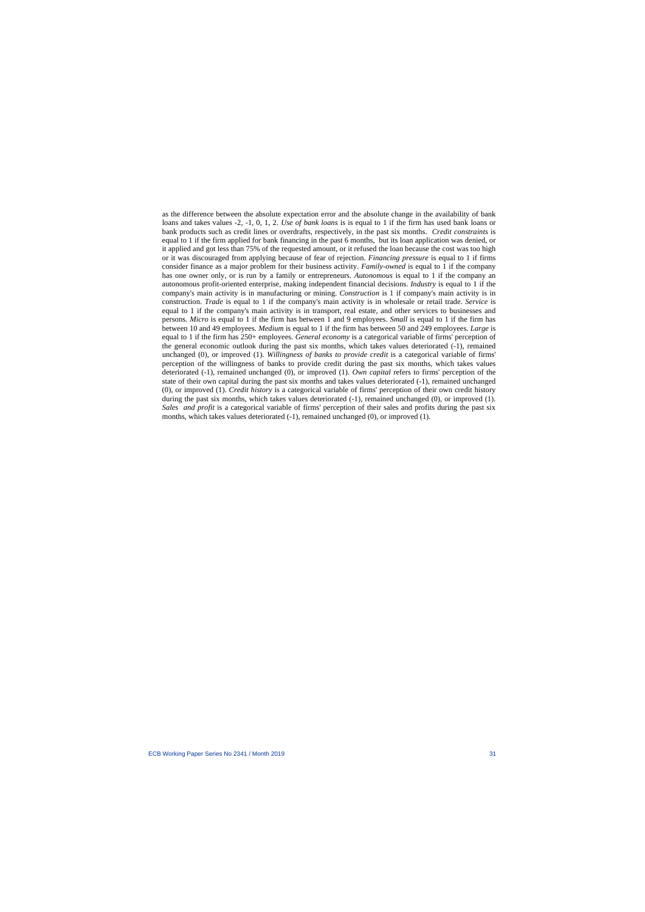as the difference between the absolute expectation error and the absolute change in the availability of bank loans and takes values -2, -1, 0, 1, 2. *Use of bank loans* is is equal to 1 if the firm has used bank loans or bank products such as credit lines or overdrafts, respectively, in the past six months. *Credit constraints* is equal to 1 if the firm applied for bank financing in the past 6 months, but its loan application was denied, or it applied and got less than 75% of the requested amount, or it refused the loan because the cost was too high or it was discouraged from applying because of fear of rejection. *Financing pressure* is equal to 1 if firms consider finance as a major problem for their business activity. *Family-owned* is equal to 1 if the company has one owner only, or is run by a family or entrepreneurs. *Autonomous* is equal to 1 if the company an autonomous profit-oriented enterprise, making independent financial decisions. *Industry* is equal to 1 if the company's main activity is in manufacturing or mining. *Construction* is 1 if company's main activity is in construction. *Trade* is equal to 1 if the company's main activity is in wholesale or retail trade. *Service* is equal to 1 if the company's main activity is in transport, real estate, and other services to businesses and persons. *Micro* is equal to 1 if the firm has between 1 and 9 employees. *Small* is equal to 1 if the firm has between 10 and 49 employees. *Medium* is equal to 1 if the firm has between 50 and 249 employees. *Large* is equal to 1 if the firm has 250+ employees. *General economy* is a categorical variable of firms' perception of the general economic outlook during the past six months, which takes values deteriorated (-1), remained unchanged (0), or improved (1). *Willingness of banks to provide credit* is a categorical variable of firms' perception of the willingness of banks to provide credit during the past six months, which takes values deteriorated (-1), remained unchanged (0), or improved (1). *Own capital* refers to firms' perception of the state of their own capital during the past six months and takes values deteriorated (-1), remained unchanged (0), or improved (1). *Credit history* is a categorical variable of firms' perception of their own credit history during the past six months, which takes values deteriorated (-1), remained unchanged (0), or improved (1). *Sales and profit* is a categorical variable of firms' perception of their sales and profits during the past six months, which takes values deteriorated (-1), remained unchanged (0), or improved (1).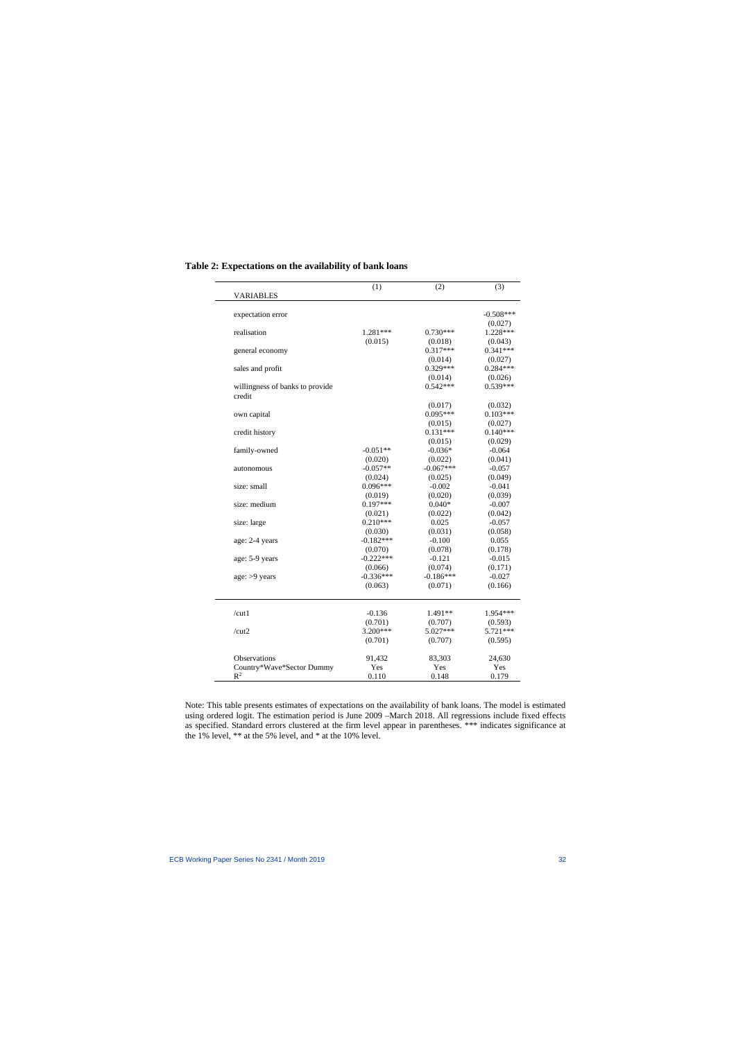**Table 2: Expectations on the availability of bank loans**

| VARIABLES | (1) | (2) | (3) |
|---|---|---|---|
| expectation error | | | -0.508*** |
| | | | (0.027) |
| realisation | 1.281*** | 0.730*** | 1.228*** |
| | (0.015) | (0.018) | (0.043) |
| general economy | | 0.317*** | 0.341*** |
| | | (0.014) | (0.027) |
| sales and profit | | 0.329*** | 0.284*** |
| | | (0.014) | (0.026) |
| willingness of banks to provide credit | | 0.542*** | 0.539*** |
| | | (0.017) | (0.032) |
| own capital | | 0.095*** | 0.103*** |
| | | (0.015) | (0.027) |
| credit history | | 0.131*** | 0.140*** |
| | | (0.015) | (0.029) |
| family-owned | -0.051** | -0.036* | -0.064 |
| | (0.020) | (0.022) | (0.041) |
| autonomous | -0.057** | -0.067*** | -0.057 |
| | (0.024) | (0.025) | (0.049) |
| size: small | 0.096*** | -0.002 | -0.041 |
| | (0.019) | (0.020) | (0.039) |
| size: medium | 0.197*** | 0.040* | -0.007 |
| | (0.021) | (0.022) | (0.042) |
| size: large | 0.210*** | 0.025 | -0.057 |
| | (0.030) | (0.031) | (0.058) |
| age: 2-4 years | -0.182*** | -0.100 | 0.055 |
| | (0.070) | (0.078) | (0.178) |
| age: 5-9 years | -0.222*** | -0.121 | -0.015 |
| | (0.066) | (0.074) | (0.171) |
| age: >9 years | -0.336*** | -0.186*** | -0.027 |
| | (0.063) | (0.071) | (0.166) |
| /cut1 | -0.136 | 1.491** | 1.954*** |
| | (0.701) | (0.707) | (0.593) |
| /cut2 | 3.200*** | 5.027*** | 5.721*** |
| | (0.701) | (0.707) | (0.595) |
| Observations | 91,432 | 83,303 | 24,630 |
| Country*Wave*Sector Dummy | Yes | Yes | Yes |
| $R^2$ | 0.110 | 0.148 | 0.179 |

Note: This table presents estimates of expectations on the availability of bank loans. The model is estimated using ordered logit. The estimation period is June 2009 –March 2018. All regressions include fixed effects as specified. Standard errors clustered at the firm level appear in parentheses. *** indicates significance at the 1% level, ** at the 5% level, and * at the 10% level.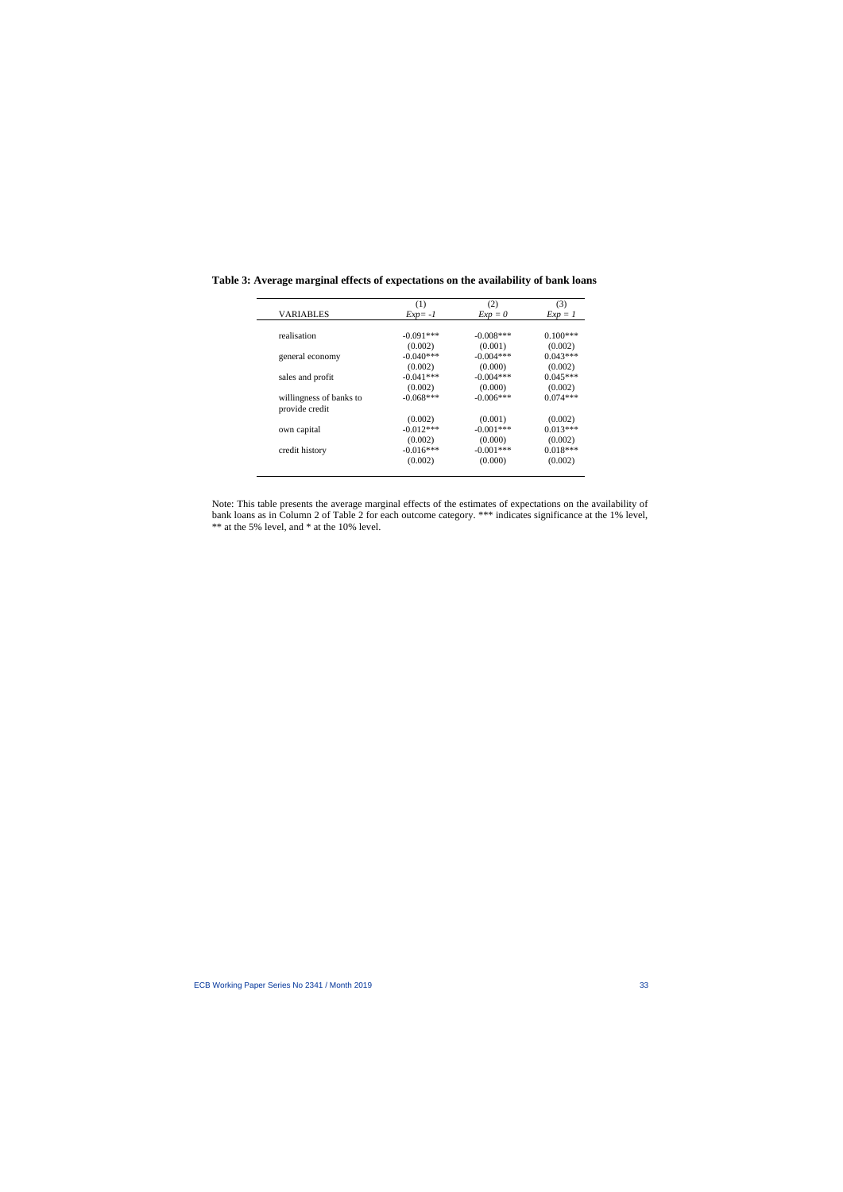**Table 3: Average marginal effects of expectations on the availability of bank loans**

| VARIABLES | (1)<br>*Exp= -1* | (2)<br>*Exp = 0* | (3)<br>*Exp = 1* |
|---|---|---|---|
| realisation | -0.091*** | -0.008*** | 0.100*** |
| | (0.002) | (0.001) | (0.002) |
| general economy | -0.040*** | -0.004*** | 0.043*** |
| | (0.002) | (0.000) | (0.002) |
| sales and profit | -0.041*** | -0.004*** | 0.045*** |
| | (0.002) | (0.000) | (0.002) |
| willingness of banks to provide credit | -0.068*** | -0.006*** | 0.074*** |
| | (0.002) | (0.001) | (0.002) |
| own capital | -0.012*** | -0.001*** | 0.013*** |
| | (0.002) | (0.000) | (0.002) |
| credit history | -0.016*** | -0.001*** | 0.018*** |
| | (0.002) | (0.000) | (0.002) |

Note: This table presents the average marginal effects of the estimates of expectations on the availability of bank loans as in Column 2 of Table 2 for each outcome category. *** indicates significance at the 1% level, ** at the 5% level, and * at the 10% level.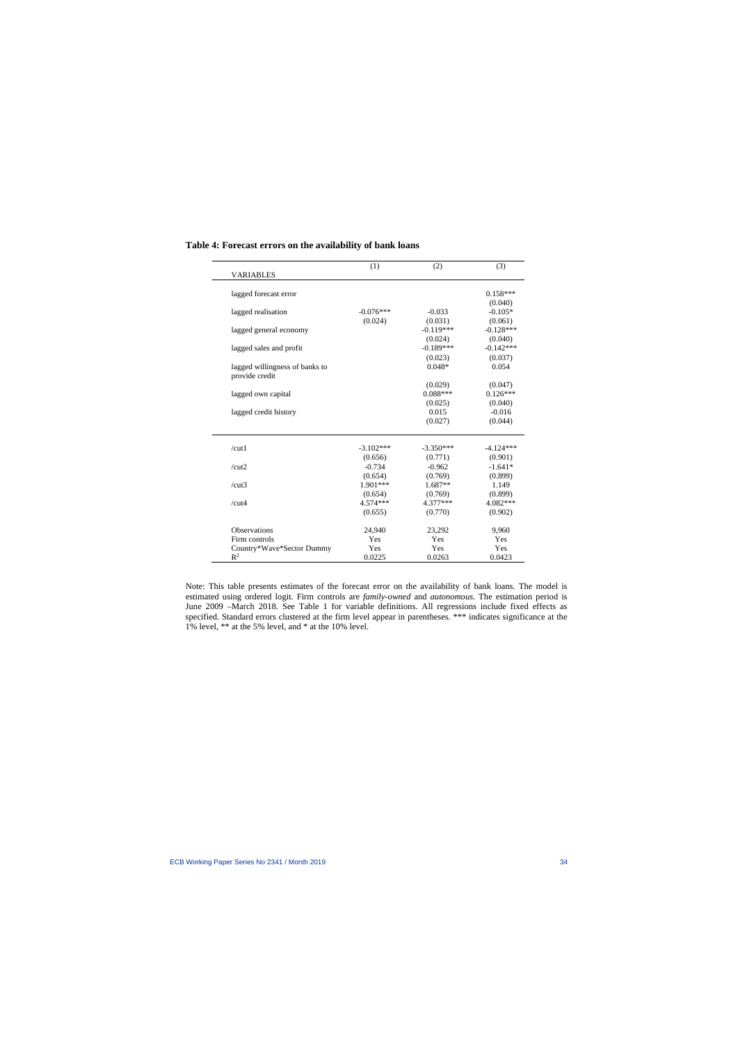**Table 4: Forecast errors on the availability of bank loans**

| VARIABLES | (1) | (2) | (3) |
|---|---|---|---|
| lagged forecast error | | | 0.158*** |
| | | | (0.040) |
| lagged realisation | -0.076*** | -0.033 | -0.105* |
| | (0.024) | (0.031) | (0.061) |
| lagged general economy | | -0.119*** | -0.128*** |
| | | (0.024) | (0.040) |
| lagged sales and profit | | -0.189*** | -0.142*** |
| | | (0.023) | (0.037) |
| lagged willingness of banks to provide credit | | 0.048* | 0.054 |
| | | (0.029) | (0.047) |
| lagged own capital | | 0.088*** | 0.126*** |
| | | (0.025) | (0.040) |
| lagged credit history | | 0.015 | -0.016 |
| | | (0.027) | (0.044) |
| /cut1 | -3.102*** | -3.350*** | -4.124*** |
| | (0.656) | (0.771) | (0.901) |
| /cut2 | -0.734 | -0.962 | -1.641* |
| | (0.654) | (0.769) | (0.899) |
| /cut3 | 1.901*** | 1.687** | 1.149 |
| | (0.654) | (0.769) | (0.899) |
| /cut4 | 4.574*** | 4.377*** | 4.082*** |
| | (0.655) | (0.770) | (0.902) |
| Observations | 24,940 | 23,292 | 9,960 |
| Firm controls | Yes | Yes | Yes |
| Country*Wave*Sector Dummy | Yes | Yes | Yes |
| $R^2$ | 0.0225 | 0.0263 | 0.0423 |

Note: This table presents estimates of the forecast error on the availability of bank loans. The model is estimated using ordered logit. Firm controls are *family-owned* and *autonomous*. The estimation period is June 2009 –March 2018. See Table 1 for variable definitions. All regressions include fixed effects as specified. Standard errors clustered at the firm level appear in parentheses. *** indicates significance at the 1% level, ** at the 5% level, and * at the 10% level.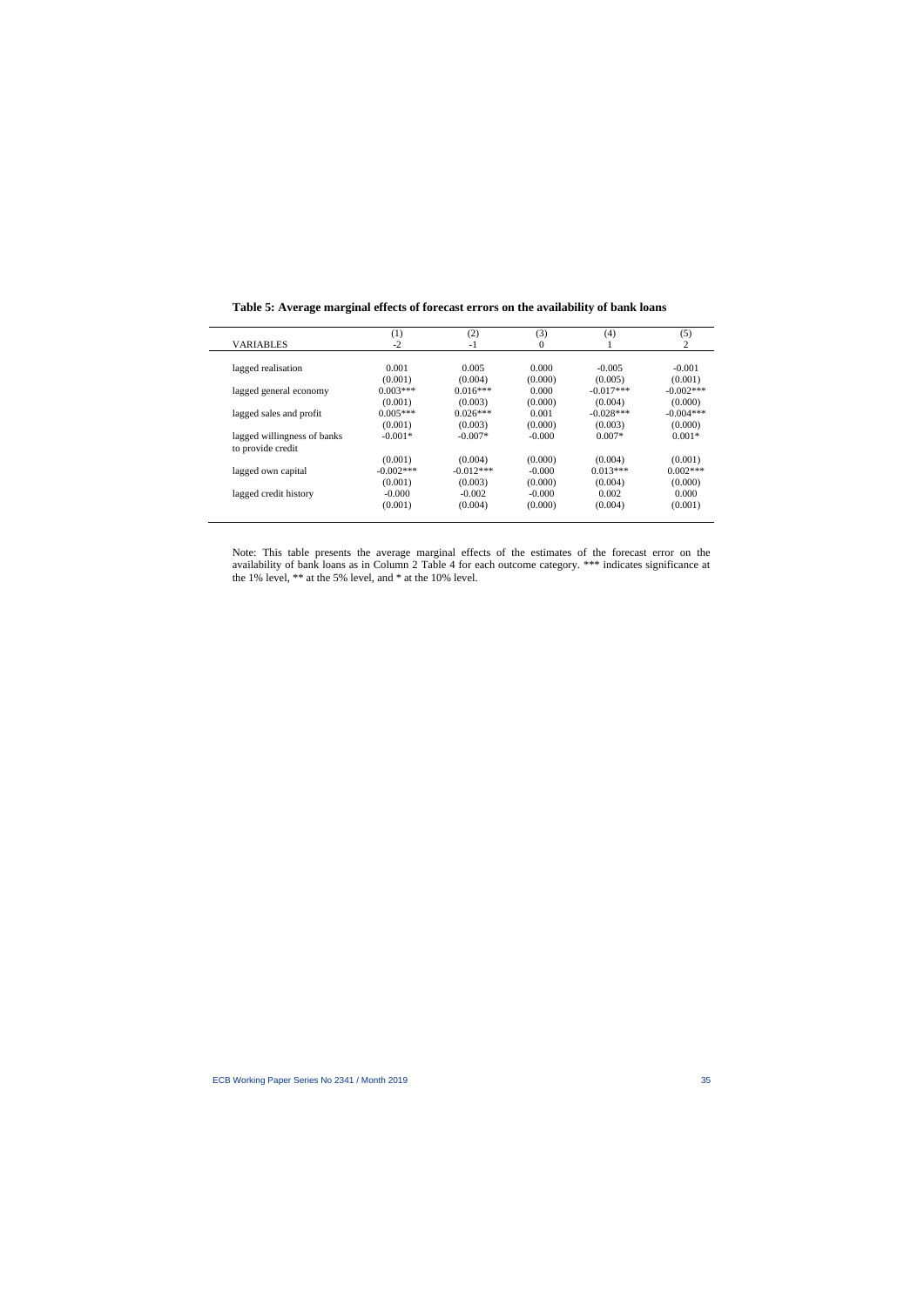**Table 5: Average marginal effects of forecast errors on the availability of bank loans**

| VARIABLES | (1)<br>-2 | (2)<br>-1 | (3)<br>0 | (4)<br>1 | (5)<br>2 |
|---|---|---|---|---|---|
| lagged realisation | 0.001 | 0.005 | 0.000 | -0.005 | -0.001 |
| | (0.001) | (0.004) | (0.000) | (0.005) | (0.001) |
| lagged general economy | 0.003*** | 0.016*** | 0.000 | -0.017*** | -0.002*** |
| | (0.001) | (0.003) | (0.000) | (0.004) | (0.000) |
| lagged sales and profit | 0.005*** | 0.026*** | 0.001 | -0.028*** | -0.004*** |
| | (0.001) | (0.003) | (0.000) | (0.003) | (0.000) |
| lagged willingness of banks to provide credit | -0.001* | -0.007* | -0.000 | 0.007* | 0.001* |
| | (0.001) | (0.004) | (0.000) | (0.004) | (0.001) |
| lagged own capital | -0.002*** | -0.012*** | -0.000 | 0.013*** | 0.002*** |
| | (0.001) | (0.003) | (0.000) | (0.004) | (0.000) |
| lagged credit history | -0.000 | -0.002 | -0.000 | 0.002 | 0.000 |
| | (0.001) | (0.004) | (0.000) | (0.004) | (0.001) |

Note: This table presents the average marginal effects of the estimates of the forecast error on the availability of bank loans as in Column 2 Table 4 for each outcome category. *** indicates significance at the 1% level, ** at the 5% level, and * at the 10% level.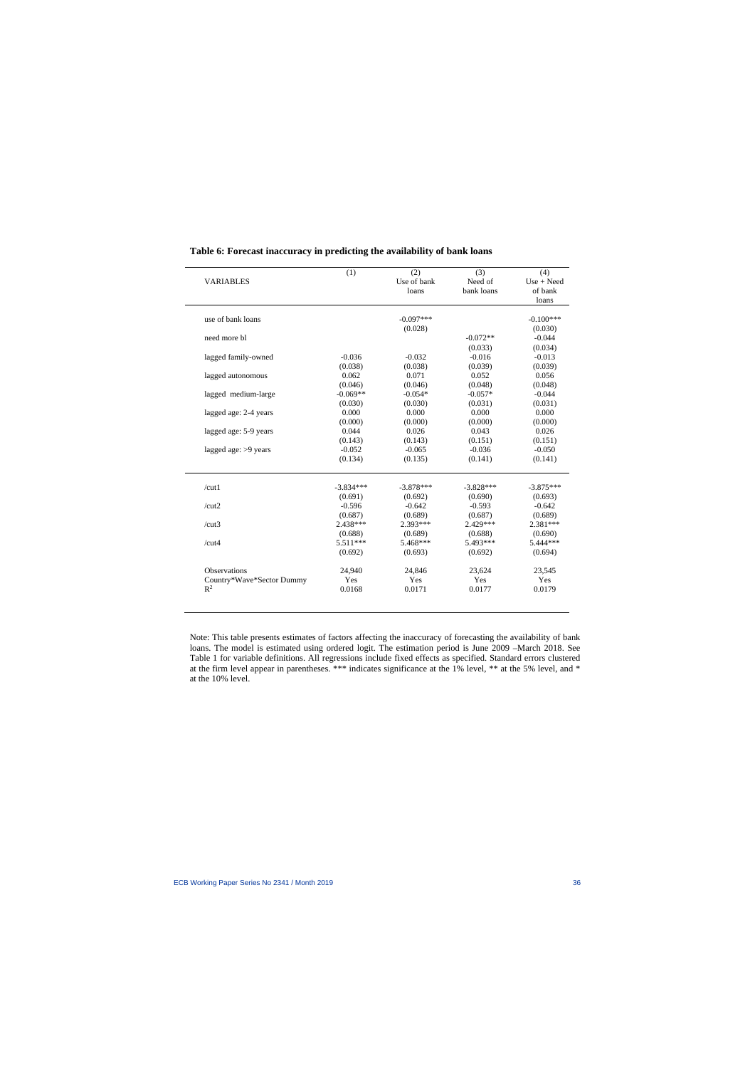**Table 6: Forecast inaccuracy in predicting the availability of bank loans**

| VARIABLES | (1) | (2)<br>Use of bank loans | (3)<br>Need of bank loans | (4)<br>Use + Need of bank loans |
|---|---|---|---|---|
| use of bank loans | | -0.097*** | | -0.100*** |
| | | (0.028) | | (0.030) |
| need more bl | | | -0.072** | -0.044 |
| | | | (0.033) | (0.034) |
| lagged family-owned | -0.036 | -0.032 | -0.016 | -0.013 |
| | (0.038) | (0.038) | (0.039) | (0.039) |
| lagged autonomous | 0.062 | 0.071 | 0.052 | 0.056 |
| | (0.046) | (0.046) | (0.048) | (0.048) |
| lagged medium-large | -0.069** | -0.054* | -0.057* | -0.044 |
| | (0.030) | (0.030) | (0.031) | (0.031) |
| lagged age: 2-4 years | 0.000 | 0.000 | 0.000 | 0.000 |
| | (0.000) | (0.000) | (0.000) | (0.000) |
| lagged age: 5-9 years | 0.044 | 0.026 | 0.043 | 0.026 |
| | (0.143) | (0.143) | (0.151) | (0.151) |
| lagged age: >9 years | -0.052 | -0.065 | -0.036 | -0.050 |
| | (0.134) | (0.135) | (0.141) | (0.141) |
| /cut1 | -3.834*** | -3.878*** | -3.828*** | -3.875*** |
| | (0.691) | (0.692) | (0.690) | (0.693) |
| /cut2 | -0.596 | -0.642 | -0.593 | -0.642 |
| | (0.687) | (0.689) | (0.687) | (0.689) |
| /cut3 | 2.438*** | 2.393*** | 2.429*** | 2.381*** |
| | (0.688) | (0.689) | (0.688) | (0.690) |
| /cut4 | 5.511*** | 5.468*** | 5.493*** | 5.444*** |
| | (0.692) | (0.693) | (0.692) | (0.694) |
| Observations | 24,940 | 24,846 | 23,624 | 23,545 |
| Country*Wave*Sector Dummy | Yes | Yes | Yes | Yes |
| $R^2$ | 0.0168 | 0.0171 | 0.0177 | 0.0179 |

Note: This table presents estimates of factors affecting the inaccuracy of forecasting the availability of bank loans. The model is estimated using ordered logit. The estimation period is June 2009 –March 2018. See Table 1 for variable definitions. All regressions include fixed effects as specified. Standard errors clustered at the firm level appear in parentheses. *** indicates significance at the 1% level, ** at the 5% level, and * at the 10% level.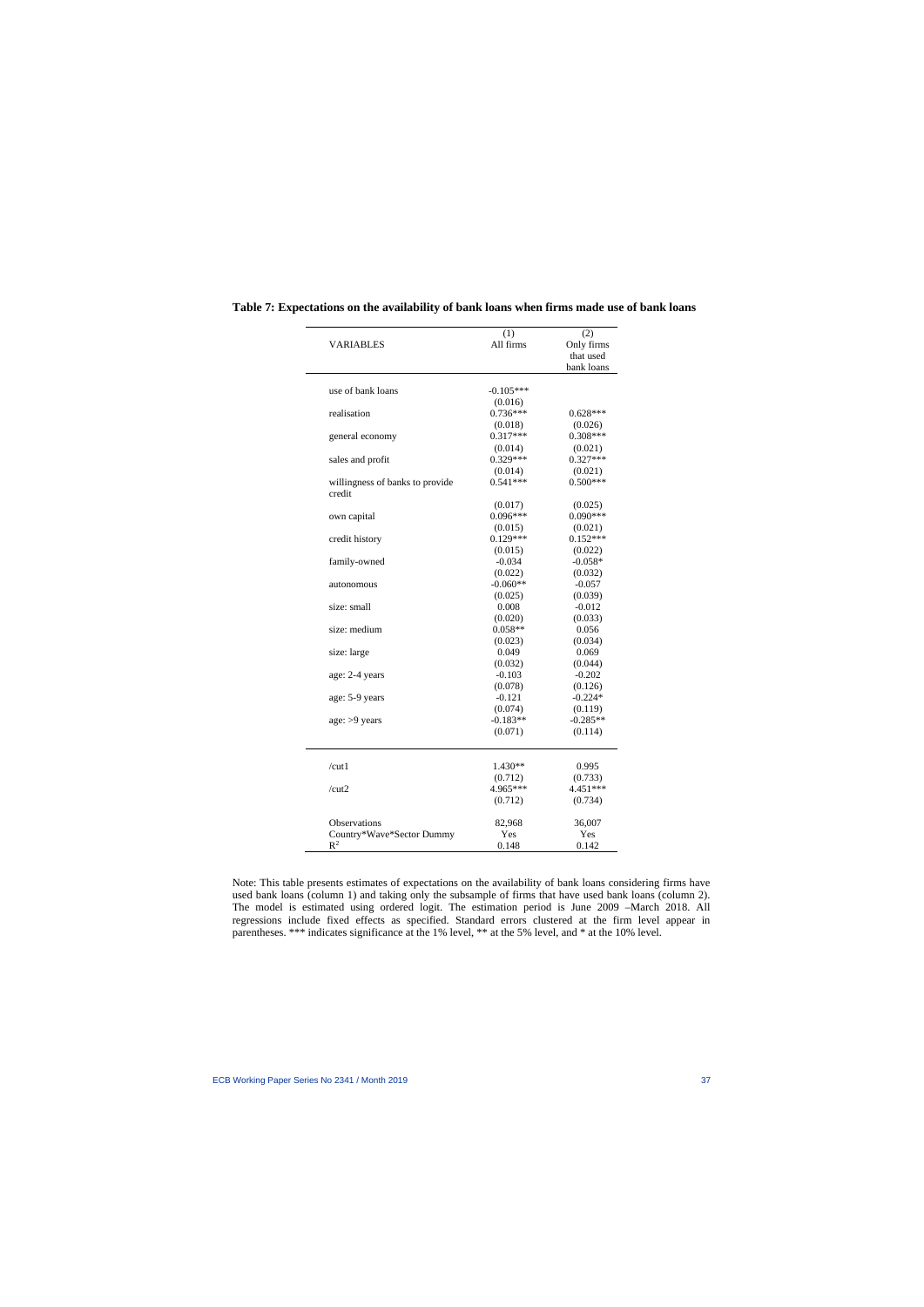**Table 7: Expectations on the availability of bank loans when firms made use of bank loans**

| VARIABLES | (1)<br>All firms | (2)<br>Only firms that used bank loans |
|---|---|---|
| use of bank loans | -0.105*** | |
| | (0.016) | |
| realisation | 0.736*** | 0.628*** |
| | (0.018) | (0.026) |
| general economy | 0.317*** | 0.308*** |
| | (0.014) | (0.021) |
| sales and profit | 0.329*** | 0.327*** |
| | (0.014) | (0.021) |
| willingness of banks to provide credit | 0.541*** | 0.500*** |
| | (0.017) | (0.025) |
| own capital | 0.096*** | 0.090*** |
| | (0.015) | (0.021) |
| credit history | 0.129*** | 0.152*** |
| | (0.015) | (0.022) |
| family-owned | -0.034 | -0.058* |
| | (0.022) | (0.032) |
| autonomous | -0.060** | -0.057 |
| | (0.025) | (0.039) |
| size: small | 0.008 | -0.012 |
| | (0.020) | (0.033) |
| size: medium | 0.058** | 0.056 |
| | (0.023) | (0.034) |
| size: large | 0.049 | 0.069 |
| | (0.032) | (0.044) |
| age: 2-4 years | -0.103 | -0.202 |
| | (0.078) | (0.126) |
| age: 5-9 years | -0.121 | -0.224* |
| | (0.074) | (0.119) |
| age: >9 years | -0.183** | -0.285** |
| | (0.071) | (0.114) |
| /cut1 | 1.430** | 0.995 |
| | (0.712) | (0.733) |
| /cut2 | 4.965*** | 4.451*** |
| | (0.712) | (0.734) |
| Observations | 82,968 | 36,007 |
| Country*Wave*Sector Dummy | Yes | Yes |
| $R^2$ | 0.148 | 0.142 |

Note: This table presents estimates of expectations on the availability of bank loans considering firms have used bank loans (column 1) and taking only the subsample of firms that have used bank loans (column 2). The model is estimated using ordered logit. The estimation period is June 2009 –March 2018. All regressions include fixed effects as specified. Standard errors clustered at the firm level appear in parentheses. *** indicates significance at the 1% level, ** at the 5% level, and * at the 10% level.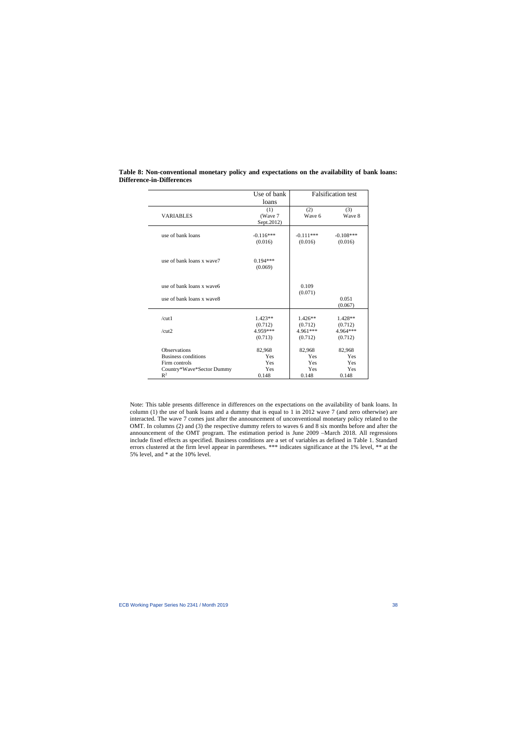**Table 8: Non-conventional monetary policy and expectations on the availability of bank loans: Difference-in-Differences**

| | Use of bank loans | Falsification test | |
|---|---|---|---|
| VARIABLES | (1) (Wave 7 Sept.2012) | (2) Wave 6 | (3) Wave 8 |
| use of bank loans | -0.116*** | -0.111*** | -0.108*** |
| | (0.016) | (0.016) | (0.016) |
| use of bank loans x wave7 | 0.194*** | | |
| | (0.069) | | |
| use of bank loans x wave6 | | 0.109 | |
| | | (0.071) | |
| use of bank loans x wave8 | | | 0.051 |
| | | | (0.067) |
| /cut1 | 1.423** | 1.426** | 1.428** |
| | (0.712) | (0.712) | (0.712) |
| /cut2 | 4.959*** | 4.961*** | 4.964*** |
| | (0.713) | (0.712) | (0.712) |
| Observations | 82,968 | 82,968 | 82,968 |
| Business conditions | Yes | Yes | Yes |
| Firm controls | Yes | Yes | Yes |
| Country*Wave*Sector Dummy | Yes | Yes | Yes |
| $R^2$ | 0.148 | 0.148 | 0.148 |

Note: This table presents difference in differences on the expectations on the availability of bank loans. In column (1) the use of bank loans and a dummy that is equal to 1 in 2012 wave 7 (and zero otherwise) are interacted. The wave 7 comes just after the announcement of unconventional monetary policy related to the OMT. In columns (2) and (3) the respective dummy refers to waves 6 and 8 six months before and after the announcement of the OMT program. The estimation period is June 2009 –March 2018. All regressions include fixed effects as specified. Business conditions are a set of variables as defined in Table 1. Standard errors clustered at the firm level appear in parentheses. *** indicates significance at the 1% level, ** at the 5% level, and * at the 10% level.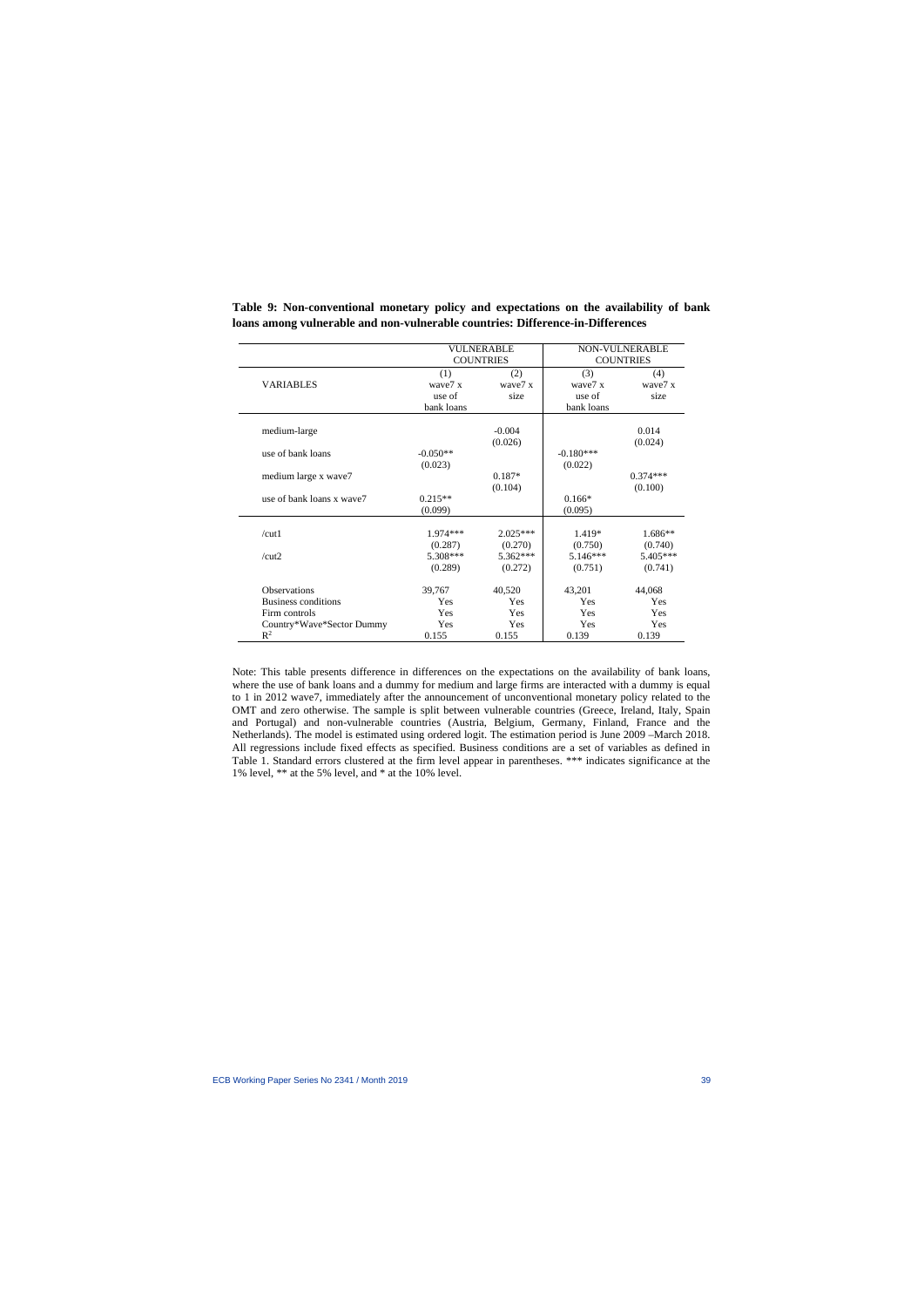**Table 9: Non-conventional monetary policy and expectations on the availability of bank loans among vulnerable and non-vulnerable countries: Difference-in-Differences**

| | VULNERABLE COUNTRIES | | NON-VULNERABLE COUNTRIES | |
|---|---|---|---|---|
| VARIABLES | (1) wave7 x use of bank loans | (2) wave7 x size | (3) wave7 x use of bank loans | (4) wave7 x size |
| medium-large | | -0.004 | | 0.014 |
| | | (0.026) | | (0.024) |
| use of bank loans | -0.050** | | -0.180*** | |
| | (0.023) | | (0.022) | |
| medium large x wave7 | | 0.187* | | 0.374*** |
| | | (0.104) | | (0.100) |
| use of bank loans x wave7 | 0.215** | | 0.166* | |
| | (0.099) | | (0.095) | |
| /cut1 | 1.974*** | 2.025*** | 1.419* | 1.686** |
| | (0.287) | (0.270) | (0.750) | (0.740) |
| /cut2 | 5.308*** | 5.362*** | 5.146*** | 5.405*** |
| | (0.289) | (0.272) | (0.751) | (0.741) |
| Observations | 39,767 | 40,520 | 43,201 | 44,068 |
| Business conditions | Yes | Yes | Yes | Yes |
| Firm controls | Yes | Yes | Yes | Yes |
| Country*Wave*Sector Dummy | Yes | Yes | Yes | Yes |
| $R^2$ | 0.155 | 0.155 | 0.139 | 0.139 |

Note: This table presents difference in differences on the expectations on the availability of bank loans, where the use of bank loans and a dummy for medium and large firms are interacted with a dummy is equal to 1 in 2012 wave7, immediately after the announcement of unconventional monetary policy related to the OMT and zero otherwise. The sample is split between vulnerable countries (Greece, Ireland, Italy, Spain and Portugal) and non-vulnerable countries (Austria, Belgium, Germany, Finland, France and the Netherlands). The model is estimated using ordered logit. The estimation period is June 2009 –March 2018. All regressions include fixed effects as specified. Business conditions are a set of variables as defined in Table 1. Standard errors clustered at the firm level appear in parentheses. *** indicates significance at the 1% level, ** at the 5% level, and * at the 10% level.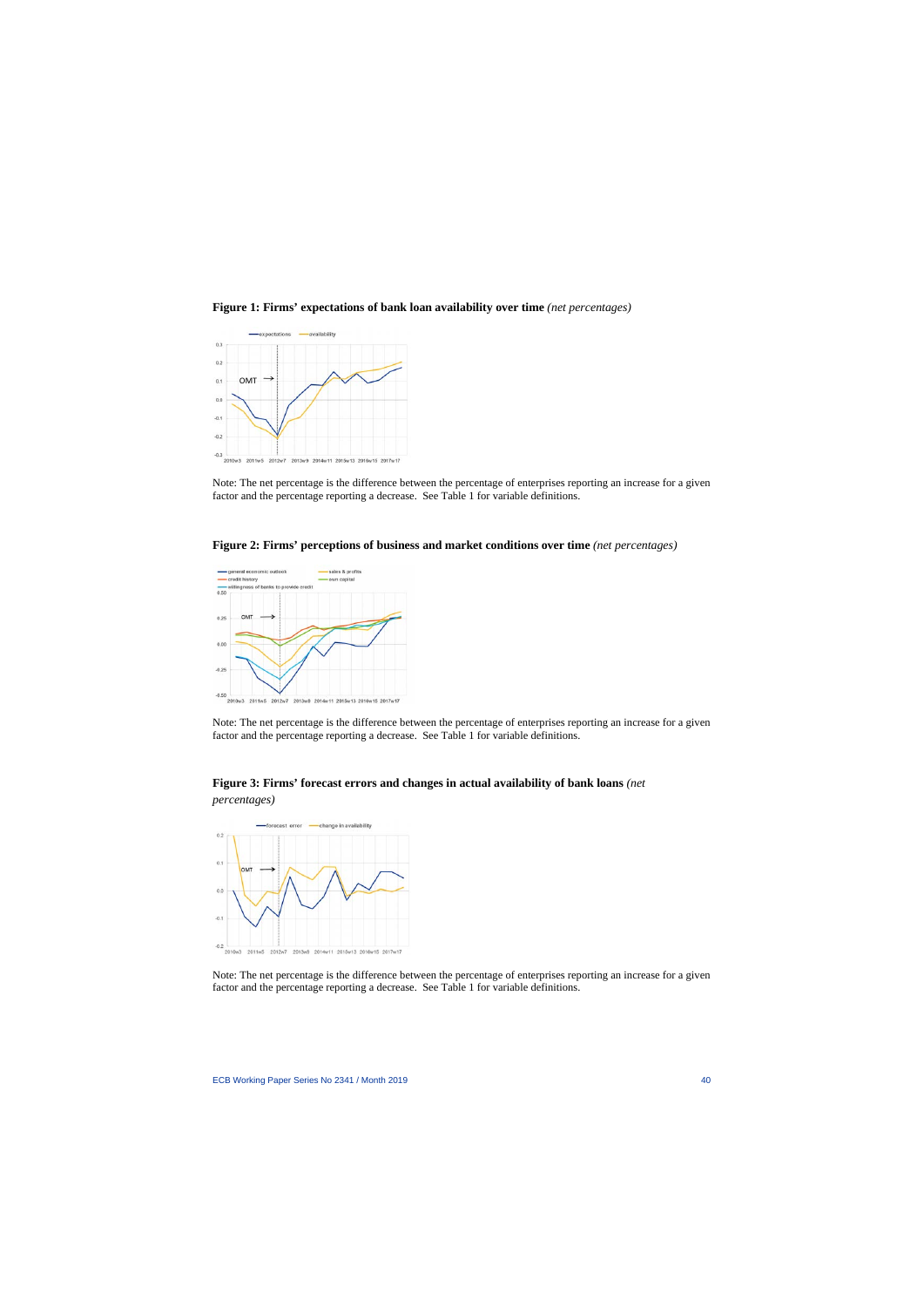**Figure 1: Firms' expectations of bank loan availability over time** *(net percentages)*

Note: The net percentage is the difference between the percentage of enterprises reporting an increase for a given factor and the percentage reporting a decrease. See Table 1 for variable definitions.

**Figure 2: Firms' perceptions of business and market conditions over time** *(net percentages)*

Note: The net percentage is the difference between the percentage of enterprises reporting an increase for a given factor and the percentage reporting a decrease. See Table 1 for variable definitions.

**Figure 3: Firms' forecast errors and changes in actual availability of bank loans** *(net percentages)*

Note: The net percentage is the difference between the percentage of enterprises reporting an increase for a given factor and the percentage reporting a decrease. See Table 1 for variable definitions.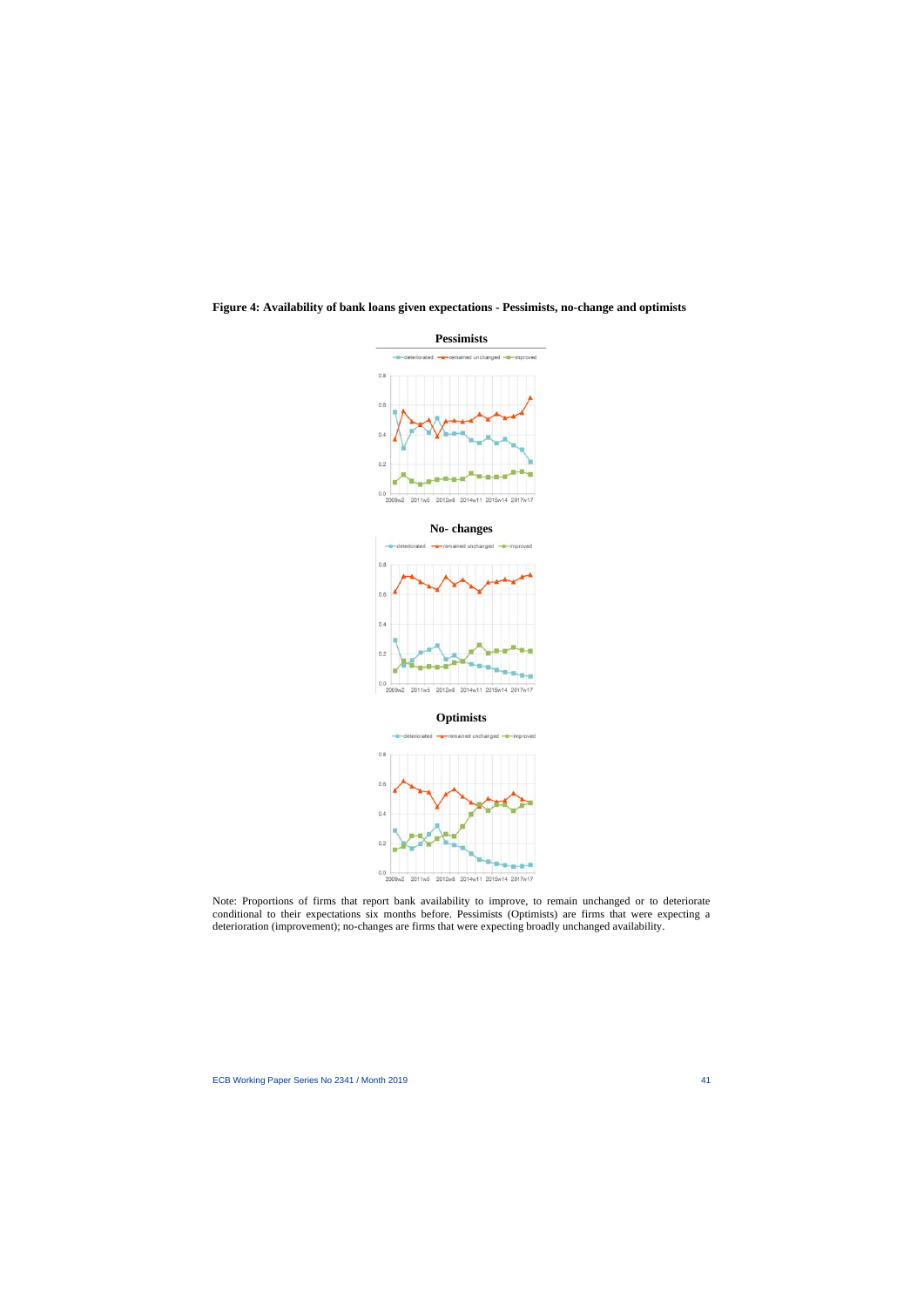**Figure 4: Availability of bank loans given expectations - Pessimists, no-change and optimists**

**Pessimists**

**No- changes**

**Optimists**

Note: Proportions of firms that report bank availability to improve, to remain unchanged or to deteriorate conditional to their expectations six months before. Pessimists (Optimists) are firms that were expecting a deterioration (improvement); no-changes are firms that were expecting broadly unchanged availability.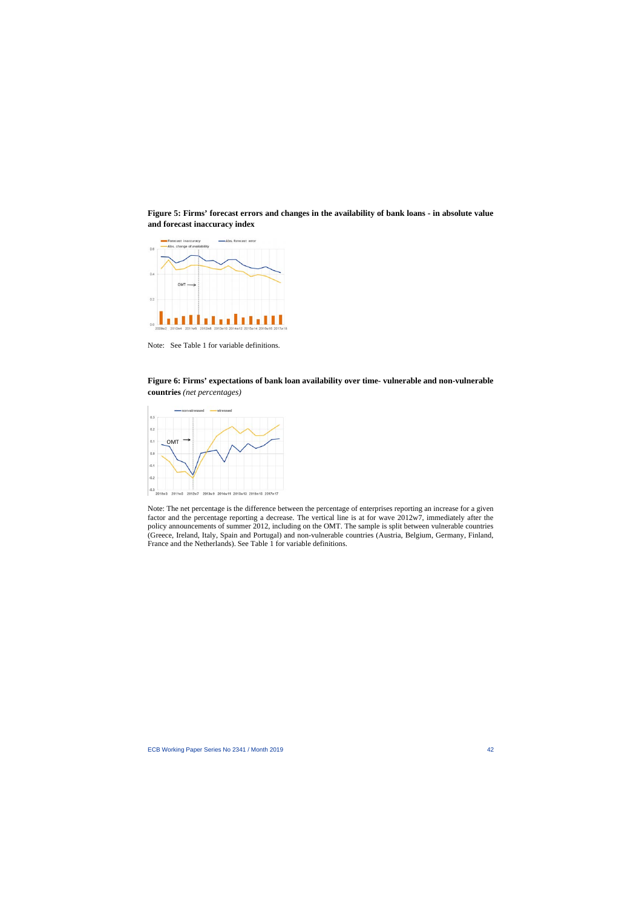**Figure 5: Firms' forecast errors and changes in the availability of bank loans - in absolute value and forecast inaccuracy index**

Note: See Table 1 for variable definitions.

**Figure 6: Firms' expectations of bank loan availability over time- vulnerable and non-vulnerable countries** *(net percentages)*

Note: The net percentage is the difference between the percentage of enterprises reporting an increase for a given factor and the percentage reporting a decrease. The vertical line is at for wave 2012w7, immediately after the policy announcements of summer 2012, including on the OMT. The sample is split between vulnerable countries (Greece, Ireland, Italy, Spain and Portugal) and non-vulnerable countries (Austria, Belgium, Germany, Finland, France and the Netherlands). See Table 1 for variable definitions.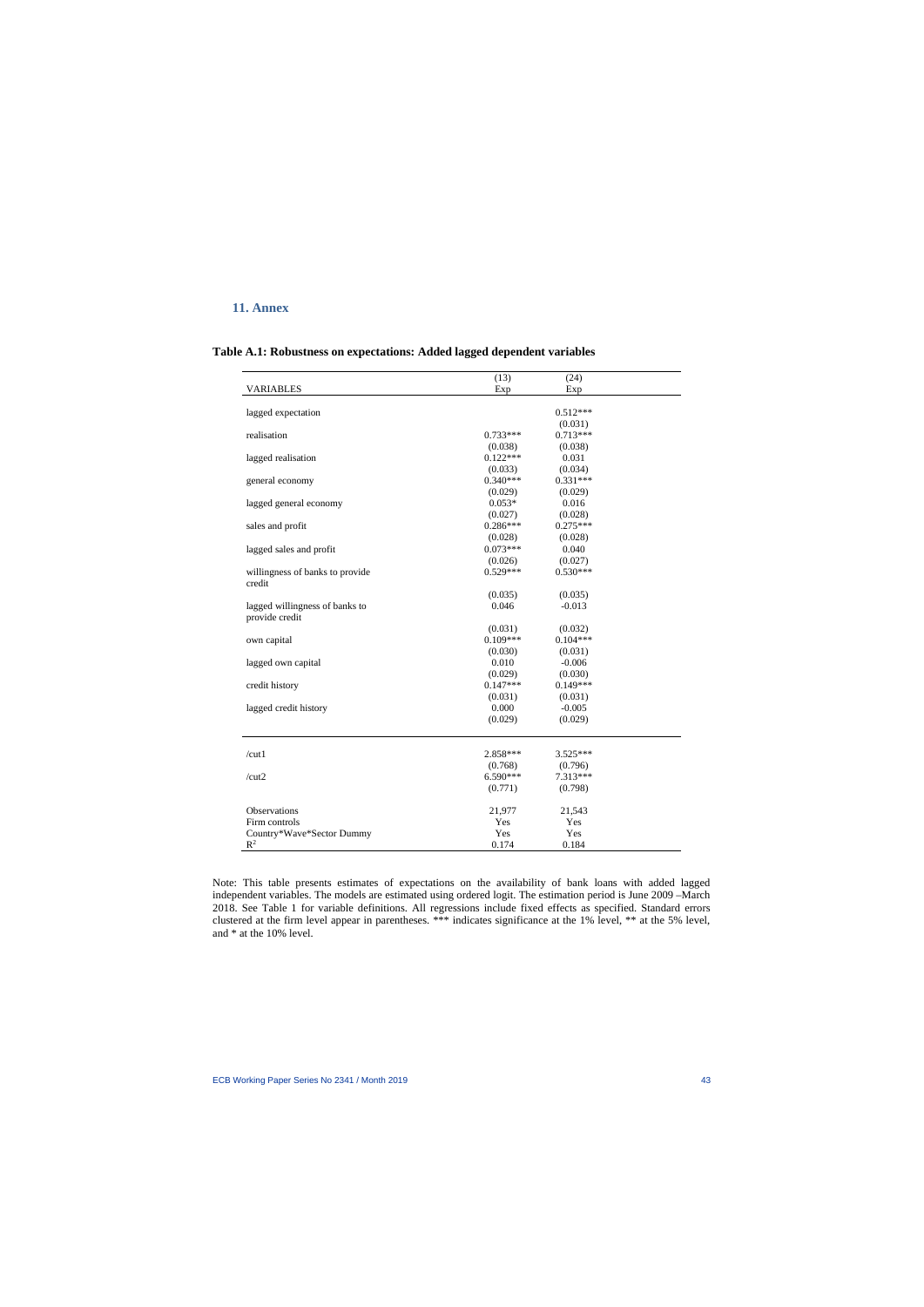## 11. Annex

**Table A.1: Robustness on expectations: Added lagged dependent variables**

| VARIABLES | (13)<br>Exp | (24)<br>Exp |
|---|---|---|
| lagged expectation | | 0.512*** |
| | | (0.031) |
| realisation | 0.733*** | 0.713*** |
| | (0.038) | (0.038) |
| lagged realisation | 0.122*** | 0.031 |
| | (0.033) | (0.034) |
| general economy | 0.340*** | 0.331*** |
| | (0.029) | (0.029) |
| lagged general economy | 0.053* | 0.016 |
| | (0.027) | (0.028) |
| sales and profit | 0.286*** | 0.275*** |
| | (0.028) | (0.028) |
| lagged sales and profit | 0.073*** | 0.040 |
| | (0.026) | (0.027) |
| willingness of banks to provide credit | 0.529*** | 0.530*** |
| | (0.035) | (0.035) |
| lagged willingness of banks to provide credit | 0.046 | -0.013 |
| | (0.031) | (0.032) |
| own capital | 0.109*** | 0.104*** |
| | (0.030) | (0.031) |
| lagged own capital | 0.010 | -0.006 |
| | (0.029) | (0.030) |
| credit history | 0.147*** | 0.149*** |
| | (0.031) | (0.031) |
| lagged credit history | 0.000 | -0.005 |
| | (0.029) | (0.029) |
| /cut1 | 2.858*** | 3.525*** |
| | (0.768) | (0.796) |
| /cut2 | 6.590*** | 7.313*** |
| | (0.771) | (0.798) |
| Observations | 21,977 | 21,543 |
| Firm controls | Yes | Yes |
| Country*Wave*Sector Dummy | Yes | Yes |
| $R^2$ | 0.174 | 0.184 |

Note: This table presents estimates of expectations on the availability of bank loans with added lagged independent variables. The models are estimated using ordered logit. The estimation period is June 2009 –March 2018. See Table 1 for variable definitions. All regressions include fixed effects as specified. Standard errors clustered at the firm level appear in parentheses. *** indicates significance at the 1% level, ** at the 5% level, and * at the 10% level.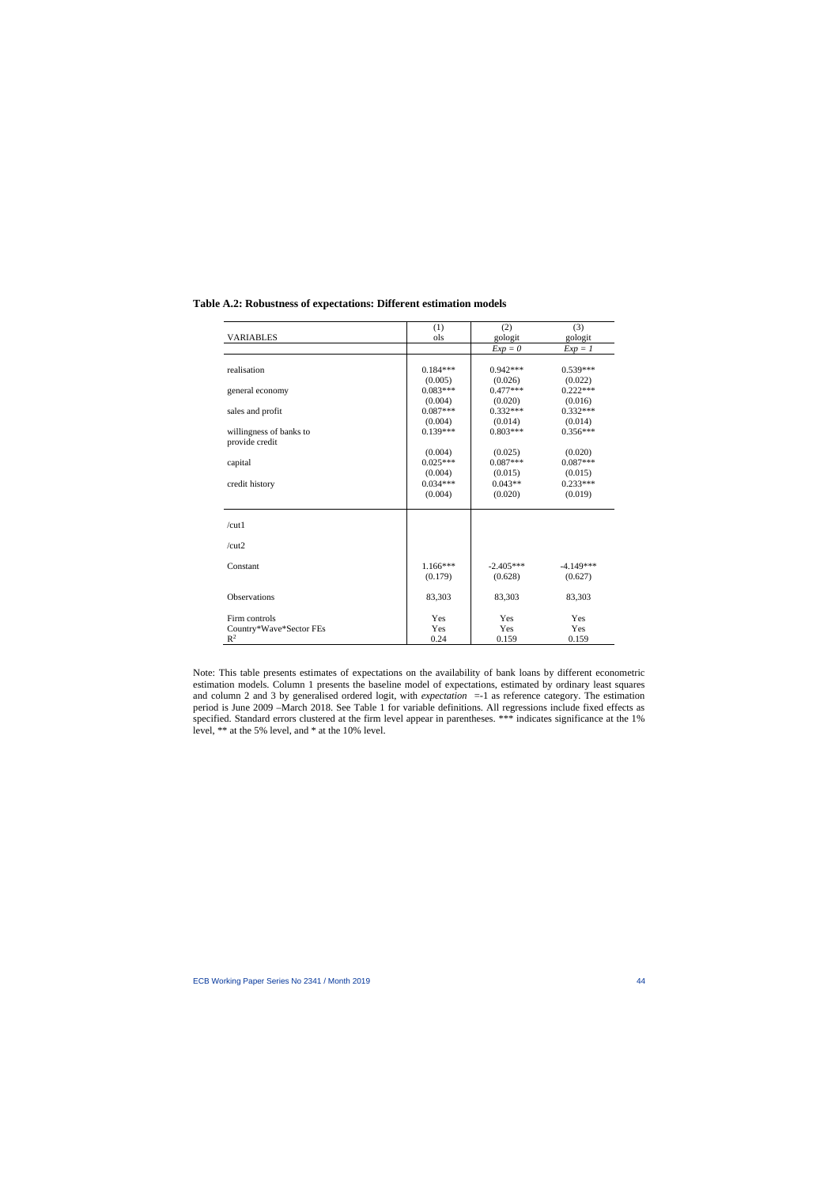**Table A.2: Robustness of expectations: Different estimation models**

| VARIABLES | (1)<br>ols | (2)<br>gologit | (3)<br>gologit |
|---|---|---|---|
| | | *Exp = 0* | *Exp = 1* |
| realisation | 0.184*** | 0.942*** | 0.539*** |
| | (0.005) | (0.026) | (0.022) |
| general economy | 0.083*** | 0.477*** | 0.222*** |
| | (0.004) | (0.020) | (0.016) |
| sales and profit | 0.087*** | 0.332*** | 0.332*** |
| | (0.004) | (0.014) | (0.014) |
| willingness of banks to provide credit | 0.139*** | 0.803*** | 0.356*** |
| | (0.004) | (0.025) | (0.020) |
| capital | 0.025*** | 0.087*** | 0.087*** |
| | (0.004) | (0.015) | (0.015) |
| credit history | 0.034*** | 0.043** | 0.233*** |
| | (0.004) | (0.020) | (0.019) |
| /cut1 | | | |
| /cut2 | | | |
| Constant | 1.166*** | -2.405*** | -4.149*** |
| | (0.179) | (0.628) | (0.627) |
| Observations | 83,303 | 83,303 | 83,303 |
| Firm controls | Yes | Yes | Yes |
| Country*Wave*Sector FEs | Yes | Yes | Yes |
| $R^2$ | 0.24 | 0.159 | 0.159 |

Note: This table presents estimates of expectations on the availability of bank loans by different econometric estimation models. Column 1 presents the baseline model of expectations, estimated by ordinary least squares and column 2 and 3 by generalised ordered logit, with *expectation* =-1 as reference category. The estimation period is June 2009 –March 2018. See Table 1 for variable definitions. All regressions include fixed effects as specified. Standard errors clustered at the firm level appear in parentheses. *** indicates significance at the 1% level, ** at the 5% level, and * at the 10% level.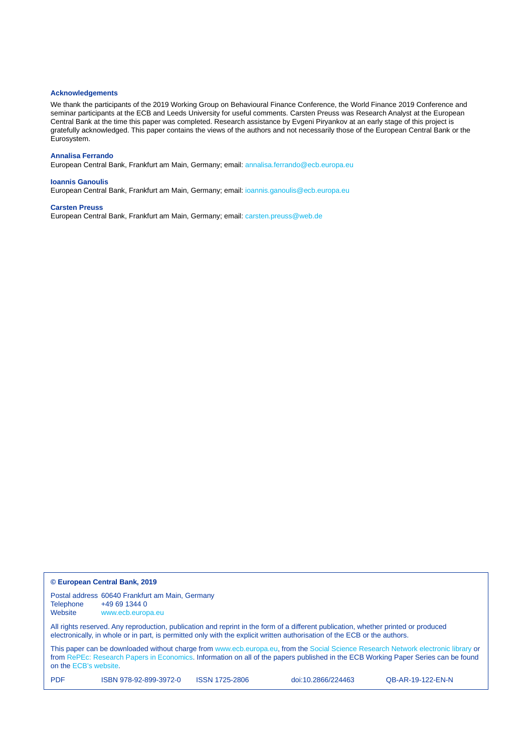### Acknowledgements

We thank the participants of the 2019 Working Group on Behavioural Finance Conference, the World Finance 2019 Conference and seminar participants at the ECB and Leeds University for useful comments. Carsten Preuss was Research Analyst at the European Central Bank at the time this paper was completed. Research assistance by Evgeni Piryankov at an early stage of this project is gratefully acknowledged. This paper contains the views of the authors and not necessarily those of the European Central Bank or the Eurosystem.

**Annalisa Ferrando**
European Central Bank, Frankfurt am Main, Germany; email: annalisa.ferrando@ecb.europa.eu

**Ioannis Ganoulis**
European Central Bank, Frankfurt am Main, Germany; email: ioannis.ganoulis@ecb.europa.eu

**Carsten Preuss**
European Central Bank, Frankfurt am Main, Germany; email: carsten.preuss@web.de

**© European Central Bank, 2019**

Postal address 60640 Frankfurt am Main, Germany
Telephone +49 69 1344 0
Website www.ecb.europa.eu

All rights reserved. Any reproduction, publication and reprint in the form of a different publication, whether printed or produced electronically, in whole or in part, is permitted only with the explicit written authorisation of the ECB or the authors.

This paper can be downloaded without charge from www.ecb.europa.eu, from the Social Science Research Network electronic library or from RePEc: Research Papers in Economics. Information on all of the papers published in the ECB Working Paper Series can be found on the ECB's website.

PDF ISBN 978-92-899-3972-0 ISSN 1725-2806 doi:10.2866/224463 QB-AR-19-122-EN-N